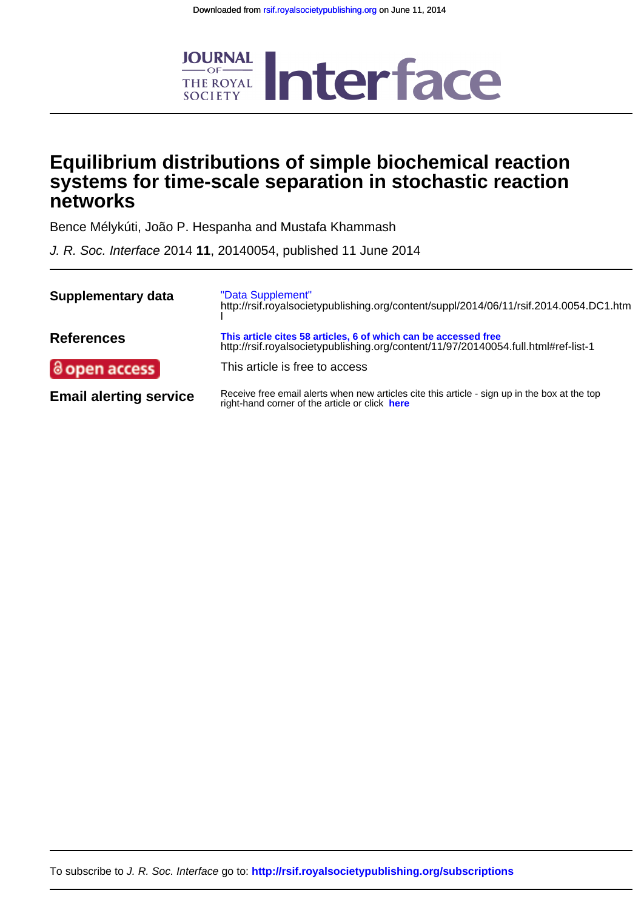Downloaded from rsif.royalsocietypublishing.org on June 11, 2014

# Equilibrium distributions of simple biochemical reaction systems for time-scale separation in stochastic reaction networks

Bence Mélykúti, João P. Hespanha and Mustafa Khammash

*J. R. Soc. Interface* 2014 **11**, 20140054, published 11 June 2014

**Supplementary data** "Data Supplement"
http://rsif.royalsocietypublishing.org/content/suppl/2014/06/11/rsif.2014.0054.DC1.html

**References** **This article cites 58 articles, 6 of which can be accessed free**
http://rsif.royalsocietypublishing.org/content/11/97/20140054.full.html#ref-list-1

**open access** This article is free to access

**Email alerting service** Receive free email alerts when new articles cite this article - sign up in the box at the top right-hand corner of the article or click **here**

To subscribe to *J. R. Soc. Interface* go to: **http://rsif.royalsocietypublishing.org/subscriptions**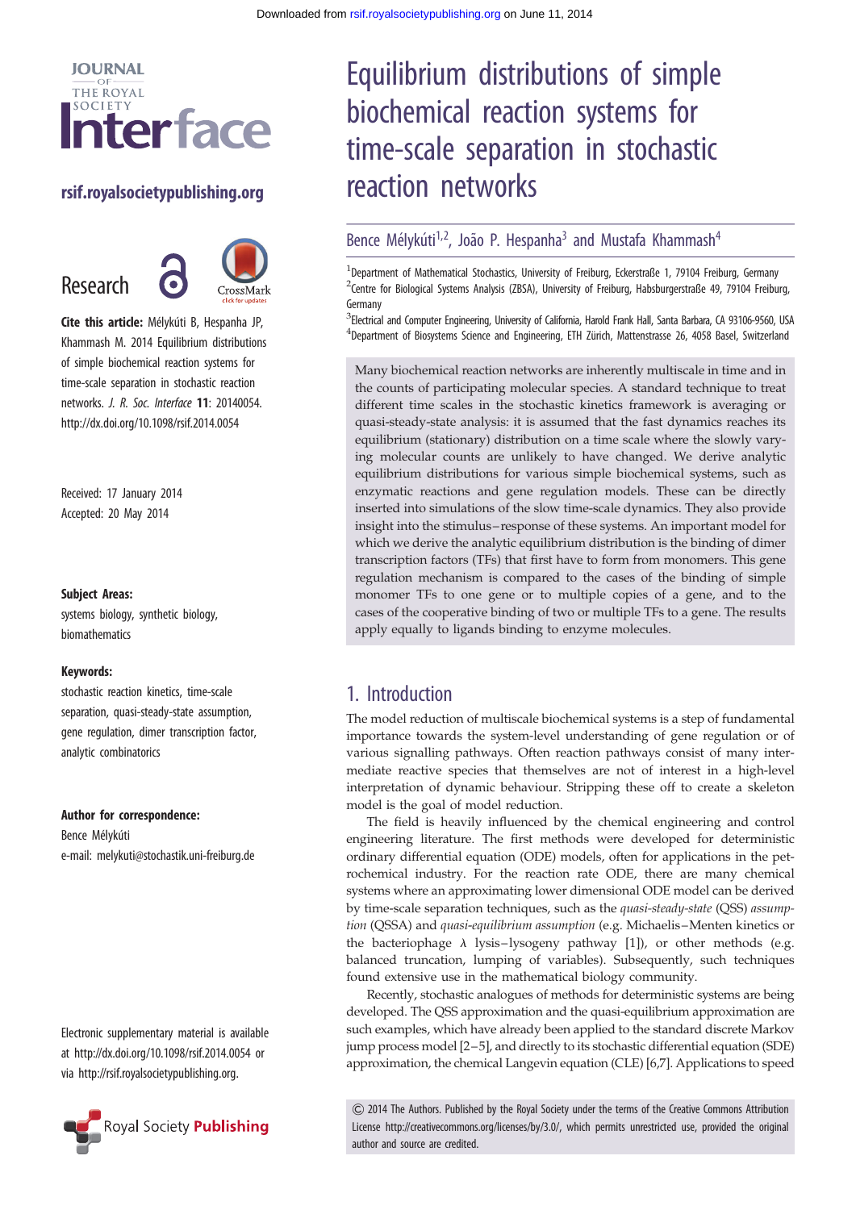Downloaded from rsif.royalsocietypublishing.org on June 11, 2014

# Equilibrium distributions of simple biochemical reaction systems for time-scale separation in stochastic reaction networks

Bence Mélykúti[1,2], João P. Hespanha[3] and Mustafa Khammash[4]

[1]Department of Mathematical Stochastics, University of Freiburg, Eckerstraße 1, 79104 Freiburg, Germany
[2]Centre for Biological Systems Analysis (ZBSA), University of Freiburg, Habsburgerstraße 49, 79104 Freiburg, Germany
[3]Electrical and Computer Engineering, University of California, Harold Frank Hall, Santa Barbara, CA 93106-9560, USA
[4]Department of Biosystems Science and Engineering, ETH Zürich, Mattenstrasse 26, 4058 Basel, Switzerland

rsif.royalsocietypublishing.org

Research

**Cite this article:** Mélykúti B, Hespanha JP, Khammash M. 2014 Equilibrium distributions of simple biochemical reaction systems for time-scale separation in stochastic reaction networks. *J. R. Soc. Interface* **11**: 20140054. http://dx.doi.org/10.1098/rsif.2014.0054

Received: 17 January 2014
Accepted: 20 May 2014

**Subject Areas:**
systems biology, synthetic biology, biomathematics

**Keywords:**
stochastic reaction kinetics, time-scale separation, quasi-steady-state assumption, gene regulation, dimer transcription factor, analytic combinatorics

**Author for correspondence:**
Bence Mélykúti
e-mail: melykuti@stochastik.uni-freiburg.de

Electronic supplementary material is available at http://dx.doi.org/10.1098/rsif.2014.0054 or via http://rsif.royalsocietypublishing.org.

Many biochemical reaction networks are inherently multiscale in time and in the counts of participating molecular species. A standard technique to treat different time scales in the stochastic kinetics framework is averaging or quasi-steady-state analysis: it is assumed that the fast dynamics reaches its equilibrium (stationary) distribution on a time scale where the slowly varying molecular counts are unlikely to have changed. We derive analytic equilibrium distributions for various simple biochemical systems, such as enzymatic reactions and gene regulation models. These can be directly inserted into simulations of the slow time-scale dynamics. They also provide insight into the stimulus–response of these systems. An important model for which we derive the analytic equilibrium distribution is the binding of dimer transcription factors (TFs) that first have to form from monomers. This gene regulation mechanism is compared to the cases of the binding of simple monomer TFs to one gene or to multiple copies of a gene, and to the cases of the cooperative binding of two or multiple TFs to a gene. The results apply equally to ligands binding to enzyme molecules.

## 1. Introduction

The model reduction of multiscale biochemical systems is a step of fundamental importance towards the system-level understanding of gene regulation or of various signalling pathways. Often reaction pathways consist of many intermediate reactive species that themselves are not of interest in a high-level interpretation of dynamic behaviour. Stripping these off to create a skeleton model is the goal of model reduction.

The field is heavily influenced by the chemical engineering and control engineering literature. The first methods were developed for deterministic ordinary differential equation (ODE) models, often for applications in the petrochemical industry. For the reaction rate ODE, there are many chemical systems where an approximating lower dimensional ODE model can be derived by time-scale separation techniques, such as the *quasi-steady-state* (QSS) *assumption* (QSSA) and *quasi-equilibrium assumption* (e.g. Michaelis–Menten kinetics or the bacteriophage $\lambda$ lysis–lysogeny pathway [1]), or other methods (e.g. balanced truncation, lumping of variables). Subsequently, such techniques found extensive use in the mathematical biology community.

Recently, stochastic analogues of methods for deterministic systems are being developed. The QSS approximation and the quasi-equilibrium approximation are such examples, which have already been applied to the standard discrete Markov jump process model [2–5], and directly to its stochastic differential equation (SDE) approximation, the chemical Langevin equation (CLE) [6,7]. Applications to speed

© 2014 The Authors. Published by the Royal Society under the terms of the Creative Commons Attribution License http://creativecommons.org/licenses/by/3.0/, which permits unrestricted use, provided the original author and source are credited.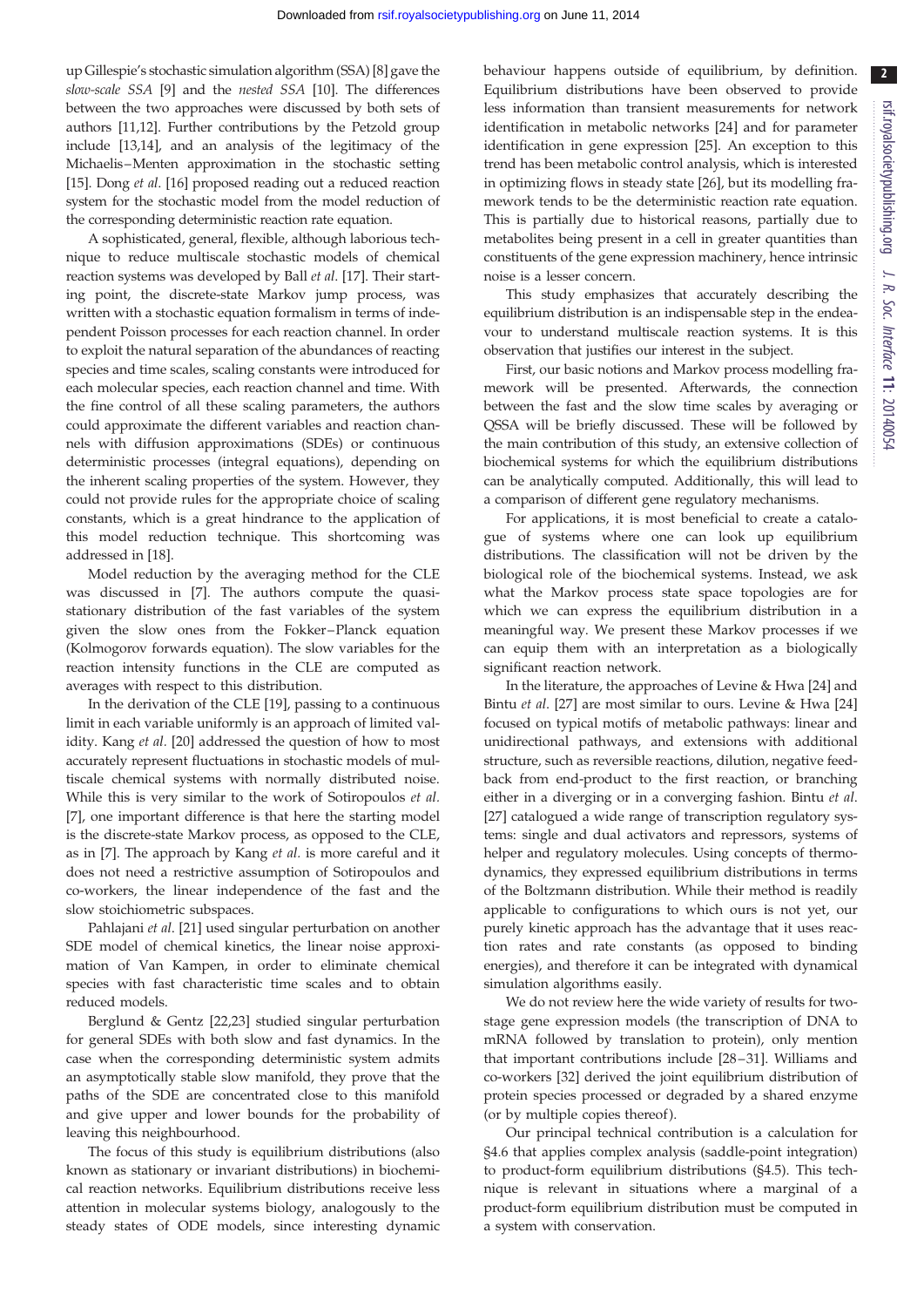up Gillespie's stochastic simulation algorithm (SSA) [8] gave the *slow-scale SSA* [9] and the *nested SSA* [10]. The differences between the two approaches were discussed by both sets of authors [11,12]. Further contributions by the Petzold group include [13,14], and an analysis of the legitimacy of the Michaelis–Menten approximation in the stochastic setting [15]. Dong *et al.* [16] proposed reading out a reduced reaction system for the stochastic model from the model reduction of the corresponding deterministic reaction rate equation.

A sophisticated, general, flexible, although laborious technique to reduce multiscale stochastic models of chemical reaction systems was developed by Ball *et al.* [17]. Their starting point, the discrete-state Markov jump process, was written with a stochastic equation formalism in terms of independent Poisson processes for each reaction channel. In order to exploit the natural separation of the abundances of reacting species and time scales, scaling constants were introduced for each molecular species, each reaction channel and time. With the fine control of all these scaling parameters, the authors could approximate the different variables and reaction channels with diffusion approximations (SDEs) or continuous deterministic processes (integral equations), depending on the inherent scaling properties of the system. However, they could not provide rules for the appropriate choice of scaling constants, which is a great hindrance to the application of this model reduction technique. This shortcoming was addressed in [18].

Model reduction by the averaging method for the CLE was discussed in [7]. The authors compute the quasi-stationary distribution of the fast variables of the system given the slow ones from the Fokker–Planck equation (Kolmogorov forwards equation). The slow variables for the reaction intensity functions in the CLE are computed as averages with respect to this distribution.

In the derivation of the CLE [19], passing to a continuous limit in each variable uniformly is an approach of limited validity. Kang *et al.* [20] addressed the question of how to most accurately represent fluctuations in stochastic models of multiscale chemical systems with normally distributed noise. While this is very similar to the work of Sotiropoulos *et al.* [7], one important difference is that here the starting model is the discrete-state Markov process, as opposed to the CLE, as in [7]. The approach by Kang *et al.* is more careful and it does not need a restrictive assumption of Sotiropoulos and co-workers, the linear independence of the fast and the slow stoichiometric subspaces.

Pahlajani *et al.* [21] used singular perturbation on another SDE model of chemical kinetics, the linear noise approximation of Van Kampen, in order to eliminate chemical species with fast characteristic time scales and to obtain reduced models.

Berglund & Gentz [22,23] studied singular perturbation for general SDEs with both slow and fast dynamics. In the case when the corresponding deterministic system admits an asymptotically stable slow manifold, they prove that the paths of the SDE are concentrated close to this manifold and give upper and lower bounds for the probability of leaving this neighbourhood.

The focus of this study is equilibrium distributions (also known as stationary or invariant distributions) in biochemical reaction networks. Equilibrium distributions receive less attention in molecular systems biology, analogously to the steady states of ODE models, since interesting dynamic behaviour happens outside of equilibrium, by definition. Equilibrium distributions have been observed to provide less information than transient measurements for network identification in metabolic networks [24] and for parameter identification in gene expression [25]. An exception to this trend has been metabolic control analysis, which is interested in optimizing flows in steady state [26], but its modelling framework tends to be the deterministic reaction rate equation. This is partially due to historical reasons, partially due to metabolites being present in a cell in greater quantities than constituents of the gene expression machinery, hence intrinsic noise is a lesser concern.

This study emphasizes that accurately describing the equilibrium distribution is an indispensable step in the endeavour to understand multiscale reaction systems. It is this observation that justifies our interest in the subject.

First, our basic notions and Markov process modelling framework will be presented. Afterwards, the connection between the fast and the slow time scales by averaging or QSSA will be briefly discussed. These will be followed by the main contribution of this study, an extensive collection of biochemical systems for which the equilibrium distributions can be analytically computed. Additionally, this will lead to a comparison of different gene regulatory mechanisms.

For applications, it is most beneficial to create a catalogue of systems where one can look up equilibrium distributions. The classification will not be driven by the biological role of the biochemical systems. Instead, we ask what the Markov process state space topologies are for which we can express the equilibrium distribution in a meaningful way. We present these Markov processes if we can equip them with an interpretation as a biologically significant reaction network.

In the literature, the approaches of Levine & Hwa [24] and Bintu *et al.* [27] are most similar to ours. Levine & Hwa [24] focused on typical motifs of metabolic pathways: linear and unidirectional pathways, and extensions with additional structure, such as reversible reactions, dilution, negative feedback from end-product to the first reaction, or branching either in a diverging or in a converging fashion. Bintu *et al.* [27] catalogued a wide range of transcription regulatory systems: single and dual activators and repressors, systems of helper and regulatory molecules. Using concepts of thermodynamics, they expressed equilibrium distributions in terms of the Boltzmann distribution. While their method is readily applicable to configurations to which ours is not yet, our purely kinetic approach has the advantage that it uses reaction rates and rate constants (as opposed to binding energies), and therefore it can be integrated with dynamical simulation algorithms easily.

We do not review here the wide variety of results for two-stage gene expression models (the transcription of DNA to mRNA followed by translation to protein), only mention that important contributions include [28–31]. Williams and co-workers [32] derived the joint equilibrium distribution of protein species processed or degraded by a shared enzyme (or by multiple copies thereof).

Our principal technical contribution is a calculation for §4.6 that applies complex analysis (saddle-point integration) to product-form equilibrium distributions (§4.5). This technique is relevant in situations where a marginal of a product-form equilibrium distribution must be computed in a system with conservation.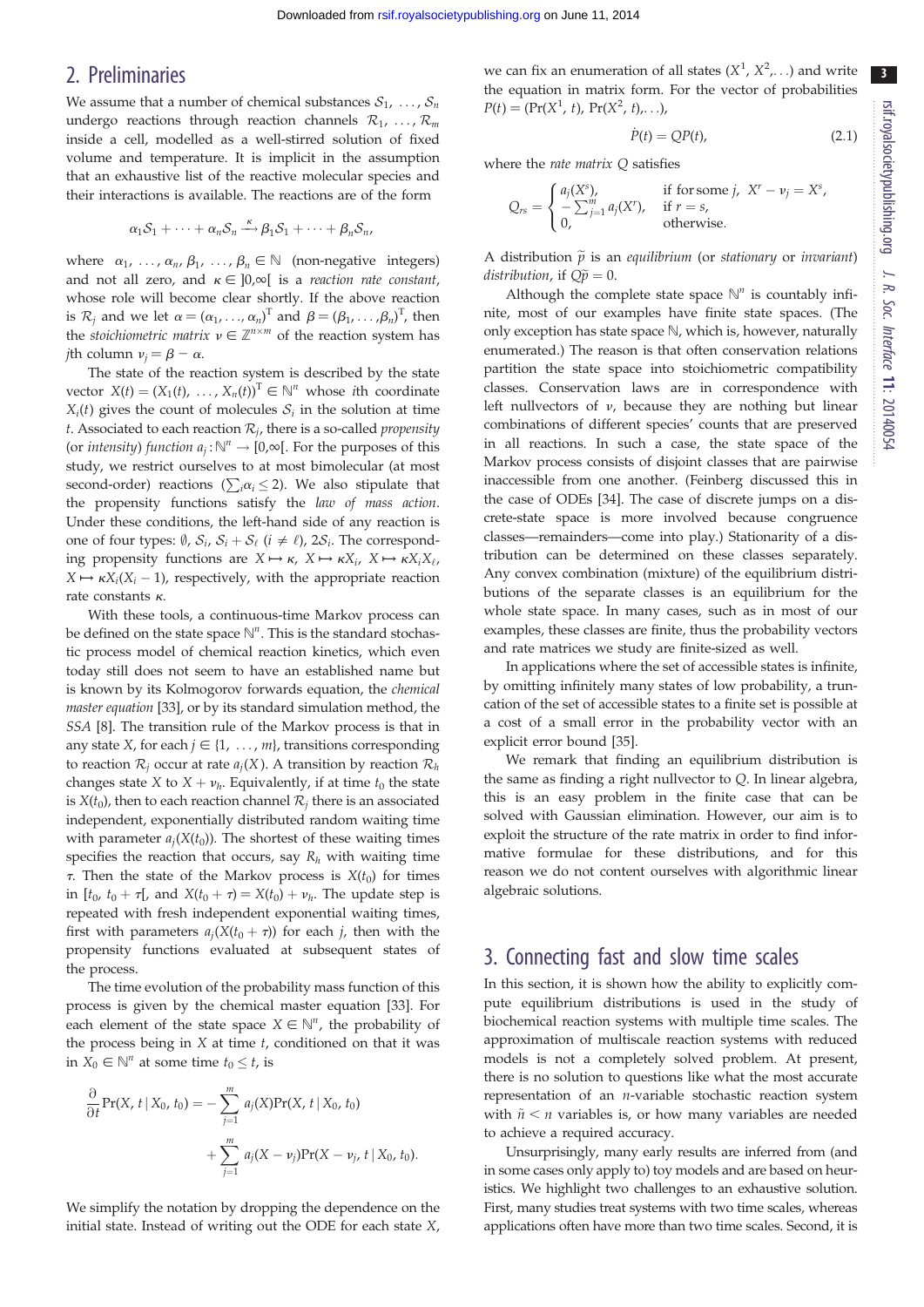## 2. Preliminaries

We assume that a number of chemical substances $\mathcal{S}_1, \ldots, \mathcal{S}_n$ undergo reactions through reaction channels $\mathcal{R}_1, \ldots, \mathcal{R}_m$ inside a cell, modelled as a well-stirred solution of fixed volume and temperature. It is implicit in the assumption that an exhaustive list of the reactive molecular species and their interactions is available. The reactions are of the form

$$\alpha_1\mathcal{S}_1 + \cdots + \alpha_n\mathcal{S}_n \xrightarrow{\kappa} \beta_1\mathcal{S}_1 + \cdots + \beta_n\mathcal{S}_n,$$

where $\alpha_1, \ldots, \alpha_n, \beta_1, \ldots, \beta_n \in \mathbb{N}$ (non-negative integers) and not all zero, and $\kappa \in ]0,\infty[$ is a *reaction rate constant*, whose role will become clear shortly. If the above reaction is $\mathcal{R}_j$ and we let $\alpha = (\alpha_1, \ldots, \alpha_n)^{\mathrm{T}}$ and $\beta = (\beta_1, \ldots, \beta_n)^{\mathrm{T}}$, then the *stoichiometric matrix* $\nu \in \mathbb{Z}^{n\times m}$ of the reaction system has $j$th column $\nu_j = \beta - \alpha$.

The state of the reaction system is described by the state vector $X(t) = (X_1(t), \ldots, X_n(t))^{\mathrm{T}} \in \mathbb{N}^n$ whose $i$th coordinate $X_i(t)$ gives the count of molecules $\mathcal{S}_i$ in the solution at time $t$. Associated to each reaction $\mathcal{R}_j$, there is a so-called *propensity* (or *intensity*) *function* $a_j : \mathbb{N}^n \to [0,\infty[$. For the purposes of this study, we restrict ourselves to at most bimolecular (at most second-order) reactions ($\sum_i \alpha_i \le 2$). We also stipulate that the propensity functions satisfy the *law of mass action*. Under these conditions, the left-hand side of any reaction is one of four types: $\emptyset$, $\mathcal{S}_i$, $\mathcal{S}_i + \mathcal{S}_\ell$ ($i \neq \ell$), $2\mathcal{S}_i$. The corresponding propensity functions are $X \mapsto \kappa$, $X \mapsto \kappa X_i$, $X \mapsto \kappa X_i X_\ell$, $X \mapsto \kappa X_i(X_i - 1)$, respectively, with the appropriate reaction rate constants $\kappa$.

With these tools, a continuous-time Markov process can be defined on the state space $\mathbb{N}^n$. This is the standard stochastic process model of chemical reaction kinetics, which even today still does not seem to have an established name but is known by its Kolmogorov forwards equation, the *chemical master equation* [33], or by its standard simulation method, the *SSA* [8]. The transition rule of the Markov process is that in any state $X$, for each $j \in \{1, \ldots, m\}$, transitions corresponding to reaction $\mathcal{R}_j$ occur at rate $a_j(X)$. A transition by reaction $\mathcal{R}_h$ changes state $X$ to $X + \nu_h$. Equivalently, if at time $t_0$ the state is $X(t_0)$, then to each reaction channel $\mathcal{R}_j$ there is an associated independent, exponentially distributed random waiting time with parameter $a_j(X(t_0))$. The shortest of these waiting times specifies the reaction that occurs, say $R_h$ with waiting time $\tau$. Then the state of the Markov process is $X(t_0)$ for times in $[t_0, t_0 + \tau[$, and $X(t_0 + \tau) = X(t_0) + \nu_h$. The update step is repeated with fresh independent exponential waiting times, first with parameters $a_j(X(t_0 + \tau))$ for each $j$, then with the propensity functions evaluated at subsequent states of the process.

The time evolution of the probability mass function of this process is given by the chemical master equation [33]. For each element of the state space $X \in \mathbb{N}^n$, the probability of the process being in $X$ at time $t$, conditioned on that it was in $X_0 \in \mathbb{N}^n$ at some time $t_0 \le t$, is

$$\frac{\partial}{\partial t}\Pr(X, t \mid X_0, t_0) = -\sum_{j=1}^{m} a_j(X)\Pr(X, t \mid X_0, t_0) + \sum_{j=1}^{m} a_j(X - \nu_j)\Pr(X - \nu_j, t \mid X_0, t_0).$$

We simplify the notation by dropping the dependence on the initial state. Instead of writing out the ODE for each state $X$, we can fix an enumeration of all states $(X^1, X^2, \ldots)$ and write the equation in matrix form. For the vector of probabilities $P(t) = (\Pr(X^1, t), \Pr(X^2, t), \ldots)$,

$$\dot{P}(t) = QP(t), \tag{2.1}$$

where the *rate matrix* $Q$ satisfies

$$Q_{rs} = \begin{cases} a_j(X^s), & \text{if for some } j,\ X^r - \nu_j = X^s, \\ -\sum_{j=1}^{m} a_j(X^r), & \text{if } r = s, \\ 0, & \text{otherwise.} \end{cases}$$

A distribution $\tilde{p}$ is an *equilibrium* (or *stationary* or *invariant*) *distribution*, if $Q\tilde{p} = 0$.

Although the complete state space $\mathbb{N}^n$ is countably infinite, most of our examples have finite state spaces. (The only exception has state space $\mathbb{N}$, which is, however, naturally enumerated.) The reason is that often conservation relations partition the state space into stoichiometric compatibility classes. Conservation laws are in correspondence with left nullvectors of $\nu$, because they are nothing but linear combinations of different species' counts that are preserved in all reactions. In such a case, the state space of the Markov process consists of disjoint classes that are pairwise inaccessible from one another. (Feinberg discussed this in the case of ODEs [34]. The case of discrete jumps on a discrete-state space is more involved because congruence classes—remainders—come into play.) Stationarity of a distribution can be determined on these classes separately. Any convex combination (mixture) of the equilibrium distributions of the separate classes is an equilibrium for the whole state space. In many cases, such as in most of our examples, these classes are finite, thus the probability vectors and rate matrices we study are finite-sized as well.

In applications where the set of accessible states is infinite, by omitting infinitely many states of low probability, a truncation of the set of accessible states to a finite set is possible at a cost of a small error in the probability vector with an explicit error bound [35].

We remark that finding an equilibrium distribution is the same as finding a right nullvector to $Q$. In linear algebra, this is an easy problem in the finite case that can be solved with Gaussian elimination. However, our aim is to exploit the structure of the rate matrix in order to find informative formulae for these distributions, and for this reason we do not content ourselves with algorithmic linear algebraic solutions.

## 3. Connecting fast and slow time scales

In this section, it is shown how the ability to explicitly compute equilibrium distributions is used in the study of biochemical reaction systems with multiple time scales. The approximation of multiscale reaction systems with reduced models is not a completely solved problem. At present, there is no solution to questions like what the most accurate representation of an $n$-variable stochastic reaction system with $\tilde{n} < n$ variables is, or how many variables are needed to achieve a required accuracy.

Unsurprisingly, many early results are inferred from (and in some cases only apply to) toy models and are based on heuristics. We highlight two challenges to an exhaustive solution. First, many studies treat systems with two time scales, whereas applications often have more than two time scales. Second, it is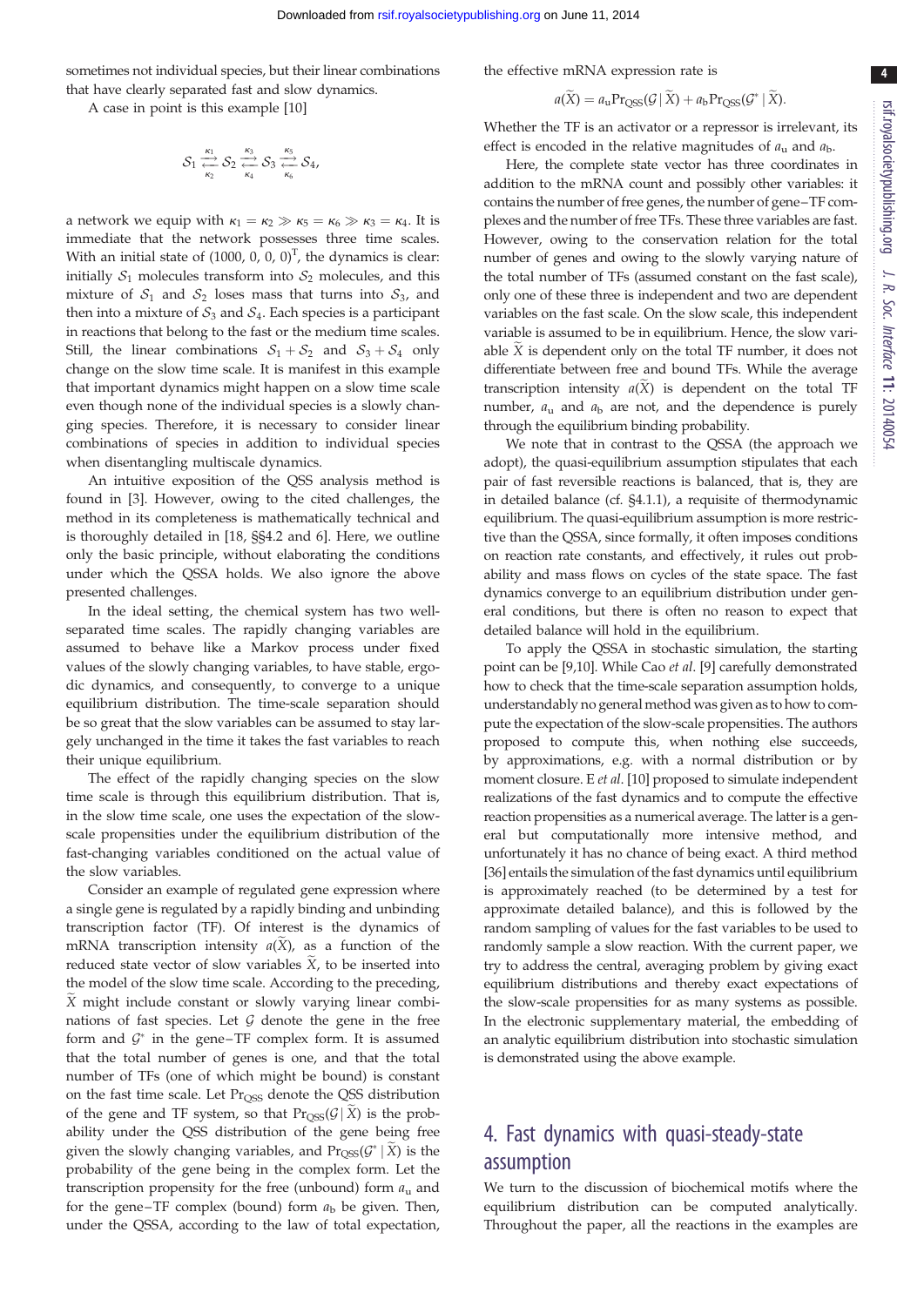sometimes not individual species, but their linear combinations that have clearly separated fast and slow dynamics.

A case in point is this example [10]

$$\mathcal{S}_1 \underset{\kappa_2}{\overset{\kappa_1}{\rightleftarrows}} \mathcal{S}_2 \underset{\kappa_4}{\overset{\kappa_3}{\rightleftarrows}} \mathcal{S}_3 \underset{\kappa_6}{\overset{\kappa_5}{\rightleftarrows}} \mathcal{S}_4,$$

a network we equip with $\kappa_1 = \kappa_2 \gg \kappa_5 = \kappa_6 \gg \kappa_3 = \kappa_4$. It is immediate that the network possesses three time scales. With an initial state of $(1000, 0, 0, 0)^{\mathrm{T}}$, the dynamics is clear: initially $\mathcal{S}_1$ molecules transform into $\mathcal{S}_2$ molecules, and this mixture of $\mathcal{S}_1$ and $\mathcal{S}_2$ loses mass that turns into $\mathcal{S}_3$, and then into a mixture of $\mathcal{S}_3$ and $\mathcal{S}_4$. Each species is a participant in reactions that belong to the fast or the medium time scales. Still, the linear combinations $\mathcal{S}_1 + \mathcal{S}_2$ and $\mathcal{S}_3 + \mathcal{S}_4$ only change on the slow time scale. It is manifest in this example that important dynamics might happen on a slow time scale even though none of the individual species is a slowly changing species. Therefore, it is necessary to consider linear combinations of species in addition to individual species when disentangling multiscale dynamics.

An intuitive exposition of the QSS analysis method is found in [3]. However, owing to the cited challenges, the method in its completeness is mathematically technical and is thoroughly detailed in [18, §§4.2 and 6]. Here, we outline only the basic principle, without elaborating the conditions under which the QSSA holds. We also ignore the above presented challenges.

In the ideal setting, the chemical system has two well-separated time scales. The rapidly changing variables are assumed to behave like a Markov process under fixed values of the slowly changing variables, to have stable, ergodic dynamics, and consequently, to converge to a unique equilibrium distribution. The time-scale separation should be so great that the slow variables can be assumed to stay largely unchanged in the time it takes the fast variables to reach their unique equilibrium.

The effect of the rapidly changing species on the slow time scale is through this equilibrium distribution. That is, in the slow time scale, one uses the expectation of the slow-scale propensities under the equilibrium distribution of the fast-changing variables conditioned on the actual value of the slow variables.

Consider an example of regulated gene expression where a single gene is regulated by a rapidly binding and unbinding transcription factor (TF). Of interest is the dynamics of mRNA transcription intensity $a(\tilde{X})$, as a function of the reduced state vector of slow variables $\tilde{X}$, to be inserted into the model of the slow time scale. According to the preceding, $\tilde{X}$ might include constant or slowly varying linear combinations of fast species. Let $\mathcal{G}$ denote the gene in the free form and $\mathcal{G}^*$ in the gene–TF complex form. It is assumed that the total number of genes is one, and that the total number of TFs (one of which might be bound) is constant on the fast time scale. Let $\Pr_{\mathrm{QSS}}$ denote the QSS distribution of the gene and TF system, so that $\Pr_{\mathrm{QSS}}(\mathcal{G} \mid \tilde{X})$ is the probability under the QSS distribution of the gene being free given the slowly changing variables, and $\Pr_{\mathrm{QSS}}(\mathcal{G}^* \mid \tilde{X})$ is the probability of the gene being in the complex form. Let the transcription propensity for the free (unbound) form $a_{\mathrm{u}}$ and for the gene–TF complex (bound) form $a_{\mathrm{b}}$ be given. Then, under the QSSA, according to the law of total expectation, the effective mRNA expression rate is

$$a(\tilde{X}) = a_{\mathrm{u}} \Pr_{\mathrm{QSS}}(\mathcal{G} \mid \tilde{X}) + a_{\mathrm{b}} \Pr_{\mathrm{QSS}}(\mathcal{G}^* \mid \tilde{X}).$$

Whether the TF is an activator or a repressor is irrelevant, its effect is encoded in the relative magnitudes of $a_{\mathrm{u}}$ and $a_{\mathrm{b}}$.

Here, the complete state vector has three coordinates in addition to the mRNA count and possibly other variables: it contains the number of free genes, the number of gene–TF complexes and the number of free TFs. These three variables are fast. However, owing to the conservation relation for the total number of genes and owing to the slowly varying nature of the total number of TFs (assumed constant on the fast scale), only one of these three is independent and two are dependent variables on the fast scale. On the slow scale, this independent variable is assumed to be in equilibrium. Hence, the slow variable $\tilde{X}$ is dependent only on the total TF number, it does not differentiate between free and bound TFs. While the average transcription intensity $a(\tilde{X})$ is dependent on the total TF number, $a_{\mathrm{u}}$ and $a_{\mathrm{b}}$ are not, and the dependence is purely through the equilibrium binding probability.

We note that in contrast to the QSSA (the approach we adopt), the quasi-equilibrium assumption stipulates that each pair of fast reversible reactions is balanced, that is, they are in detailed balance (cf. §4.1.1), a requisite of thermodynamic equilibrium. The quasi-equilibrium assumption is more restrictive than the QSSA, since formally, it often imposes conditions on reaction rate constants, and effectively, it rules out probability and mass flows on cycles of the state space. The fast dynamics converge to an equilibrium distribution under general conditions, but there is often no reason to expect that detailed balance will hold in the equilibrium.

To apply the QSSA in stochastic simulation, the starting point can be [9,10]. While Cao *et al.* [9] carefully demonstrated how to check that the time-scale separation assumption holds, understandably no general method was given as to how to compute the expectation of the slow-scale propensities. The authors proposed to compute this, when nothing else succeeds, by approximations, e.g. with a normal distribution or by moment closure. E *et al.* [10] proposed to simulate independent realizations of the fast dynamics and to compute the effective reaction propensities as a numerical average. The latter is a general but computationally more intensive method, and unfortunately it has no chance of being exact. A third method [36] entails the simulation of the fast dynamics until equilibrium is approximately reached (to be determined by a test for approximate detailed balance), and this is followed by the random sampling of values for the fast variables to be used to randomly sample a slow reaction. With the current paper, we try to address the central, averaging problem by giving exact equilibrium distributions and thereby exact expectations of the slow-scale propensities for as many systems as possible. In the electronic supplementary material, the embedding of an analytic equilibrium distribution into stochastic simulation is demonstrated using the above example.

## 4. Fast dynamics with quasi-steady-state assumption

We turn to the discussion of biochemical motifs where the equilibrium distribution can be computed analytically. Throughout the paper, all the reactions in the examples are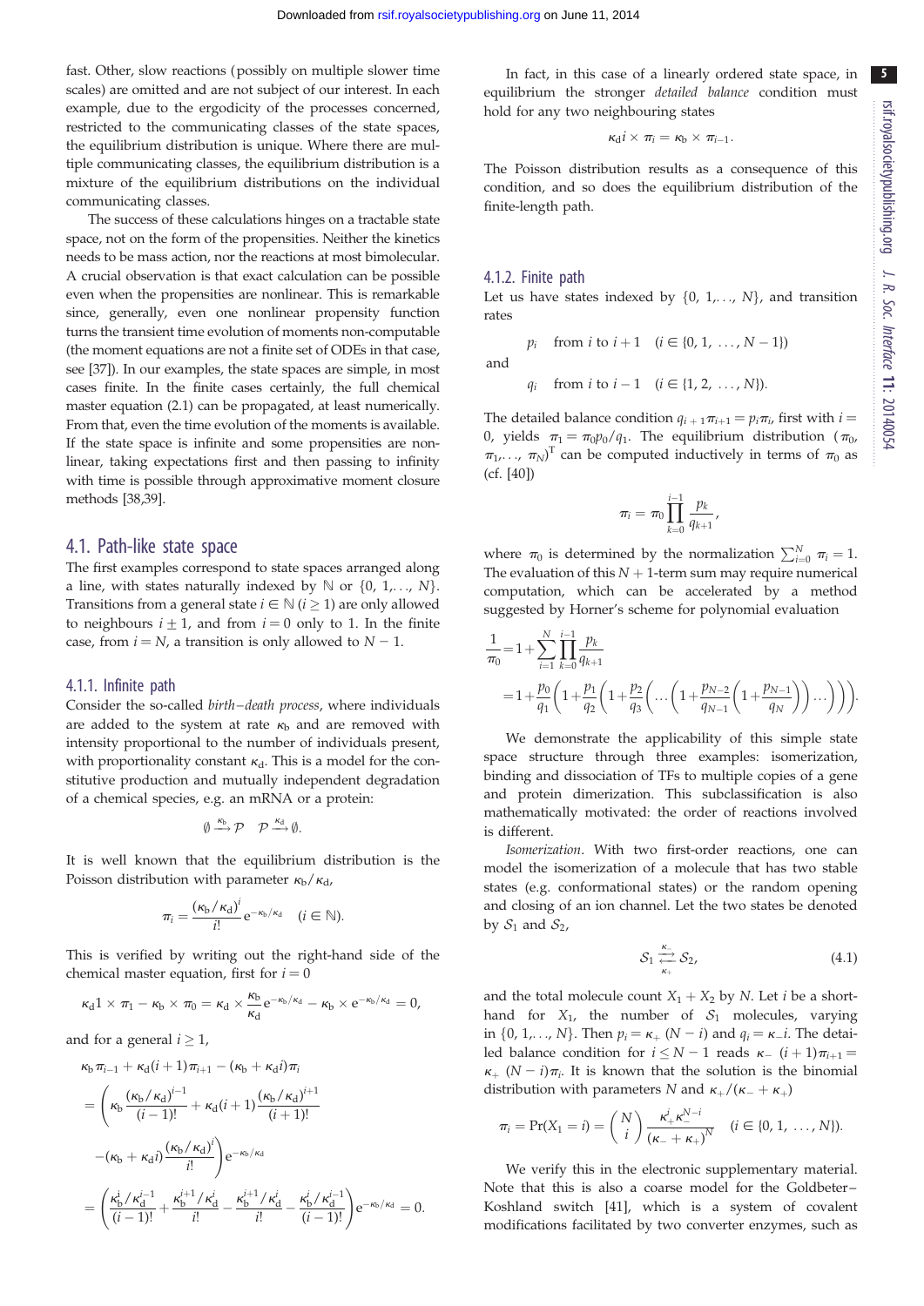fast. Other, slow reactions (possibly on multiple slower time scales) are omitted and are not subject of our interest. In each example, due to the ergodicity of the processes concerned, restricted to the communicating classes of the state spaces, the equilibrium distribution is unique. Where there are multiple communicating classes, the equilibrium distribution is a mixture of the equilibrium distributions on the individual communicating classes.

The success of these calculations hinges on a tractable state space, not on the form of the propensities. Neither the kinetics needs to be mass action, nor the reactions at most bimolecular. A crucial observation is that exact calculation can be possible even when the propensities are nonlinear. This is remarkable since, generally, even one nonlinear propensity function turns the transient time evolution of moments non-computable (the moment equations are not a finite set of ODEs in that case, see [37]). In our examples, the state spaces are simple, in most cases finite. In the finite cases certainly, the full chemical master equation (2.1) can be propagated, at least numerically. From that, even the time evolution of the moments is available. If the state space is infinite and some propensities are nonlinear, taking expectations first and then passing to infinity with time is possible through approximative moment closure methods [38,39].

## 4.1. Path-like state space

The first examples correspond to state spaces arranged along a line, with states naturally indexed by $\mathbb{N}$ or $\{0, 1, \ldots, N\}$. Transitions from a general state $i \in \mathbb{N}$ $(i \geq 1)$ are only allowed to neighbours $i \pm 1$, and from $i = 0$ only to 1. In the finite case, from $i = N$, a transition is only allowed to $N - 1$.

### 4.1.1. Infinite path

Consider the so-called *birth–death process*, where individuals are added to the system at rate $\kappa_b$ and are removed with intensity proportional to the number of individuals present, with proportionality constant $\kappa_d$. This is a model for the constitutive production and mutually independent degradation of a chemical species, e.g. an mRNA or a protein:

$$\emptyset \xrightarrow{\kappa_b} \mathcal{P} \quad \mathcal{P} \xrightarrow{\kappa_d} \emptyset.$$

It is well known that the equilibrium distribution is the Poisson distribution with parameter $\kappa_b/\kappa_d$,

$$\pi_i = \frac{(\kappa_b/\kappa_d)^i}{i!} e^{-\kappa_b/\kappa_d} \quad (i \in \mathbb{N}).$$

This is verified by writing out the right-hand side of the chemical master equation, first for $i = 0$

$$\kappa_d 1 \times \pi_1 - \kappa_b \times \pi_0 = \kappa_d \times \frac{\kappa_b}{\kappa_d} e^{-\kappa_b/\kappa_d} - \kappa_b \times e^{-\kappa_b/\kappa_d} = 0,$$

and for a general $i \geq 1$,

$$\begin{aligned}
&\kappa_b \pi_{i-1} + \kappa_d (i+1)\pi_{i+1} - (\kappa_b + \kappa_d i)\pi_i \\
&= \left(\kappa_b \frac{(\kappa_b/\kappa_d)^{i-1}}{(i-1)!} + \kappa_d (i+1) \frac{(\kappa_b/\kappa_d)^{i+1}}{(i+1)!} \right. \\
&\quad \left. -(\kappa_b + \kappa_d i) \frac{(\kappa_b/\kappa_d)^i}{i!} \right) e^{-\kappa_b/\kappa_d} \\
&= \left( \frac{\kappa_b^i/\kappa_d^{i-1}}{(i-1)!} + \frac{\kappa_b^{i+1}/\kappa_d^i}{i!} - \frac{\kappa_b^{i+1}/\kappa_d^i}{i!} - \frac{\kappa_b^i/\kappa_d^{i-1}}{(i-1)!} \right) e^{-\kappa_b/\kappa_d} = 0.
\end{aligned}$$

In fact, in this case of a linearly ordered state space, in equilibrium the stronger *detailed balance* condition must hold for any two neighbouring states

$$\kappa_d i \times \pi_i = \kappa_b \times \pi_{i-1}.$$

The Poisson distribution results as a consequence of this condition, and so does the equilibrium distribution of the finite-length path.

### 4.1.2. Finite path

Let us have states indexed by $\{0, 1, \ldots, N\}$, and transition rates

$$p_i \quad \text{from } i \text{ to } i+1 \quad (i \in \{0, 1, \ldots, N-1\})$$

and

$$q_i \quad \text{from } i \text{ to } i-1 \quad (i \in \{1, 2, \ldots, N\}).$$

The detailed balance condition $q_{i+1}\pi_{i+1} = p_i \pi_i$, first with $i = 0$, yields $\pi_1 = \pi_0 p_0/q_1$. The equilibrium distribution $(\pi_0, \pi_1, \ldots, \pi_N)^{\mathrm{T}}$ can be computed inductively in terms of $\pi_0$ as (cf. [40])

$$\pi_i = \pi_0 \prod_{k=0}^{i-1} \frac{p_k}{q_{k+1}},$$

where $\pi_0$ is determined by the normalization $\sum_{i=0}^{N} \pi_i = 1$. The evaluation of this $N+1$-term sum may require numerical computation, which can be accelerated by a method suggested by Horner's scheme for polynomial evaluation

$$\begin{aligned}
\frac{1}{\pi_0} &= 1 + \sum_{i=1}^{N} \prod_{k=0}^{i-1} \frac{p_k}{q_{k+1}} \\
&= 1 + \frac{p_0}{q_1}\left(1 + \frac{p_1}{q_2}\left(1 + \frac{p_2}{q_3}\left(\ldots\left(1 + \frac{p_{N-2}}{q_{N-1}}\left(1 + \frac{p_{N-1}}{q_N}\right)\right)\ldots\right)\right)\right).
\end{aligned}$$

We demonstrate the applicability of this simple state space structure through three examples: isomerization, binding and dissociation of TFs to multiple copies of a gene and protein dimerization. This subclassification is also mathematically motivated: the order of reactions involved is different.

*Isomerization*. With two first-order reactions, one can model the isomerization of a molecule that has two stable states (e.g. conformational states) or the random opening and closing of an ion channel. Let the two states be denoted by $\mathcal{S}_1$ and $\mathcal{S}_2$,

$$\mathcal{S}_1 \underset{\kappa_+}{\overset{\kappa_-}{\rightleftarrows}} \mathcal{S}_2, \tag{4.1}$$

and the total molecule count $X_1 + X_2$ by $N$. Let $i$ be a shorthand for $X_1$, the number of $\mathcal{S}_1$ molecules, varying in $\{0, 1, \ldots, N\}$. Then $p_i = \kappa_+ (N - i)$ and $q_i = \kappa_- i$. The detailed balance condition for $i \leq N - 1$ reads $\kappa_- (i+1)\pi_{i+1} = \kappa_+ (N - i)\pi_i$. It is known that the solution is the binomial distribution with parameters $N$ and $\kappa_+/(\kappa_- + \kappa_+)$

$$\pi_i = \Pr(X_1 = i) = \binom{N}{i} \frac{\kappa_+^i \kappa_-^{N-i}}{(\kappa_- + \kappa_+)^N} \quad (i \in \{0, 1, \ldots, N\}).$$

We verify this in the electronic supplementary material. Note that this is also a coarse model for the Goldbeter–Koshland switch [41], which is a system of covalent modifications facilitated by two converter enzymes, such as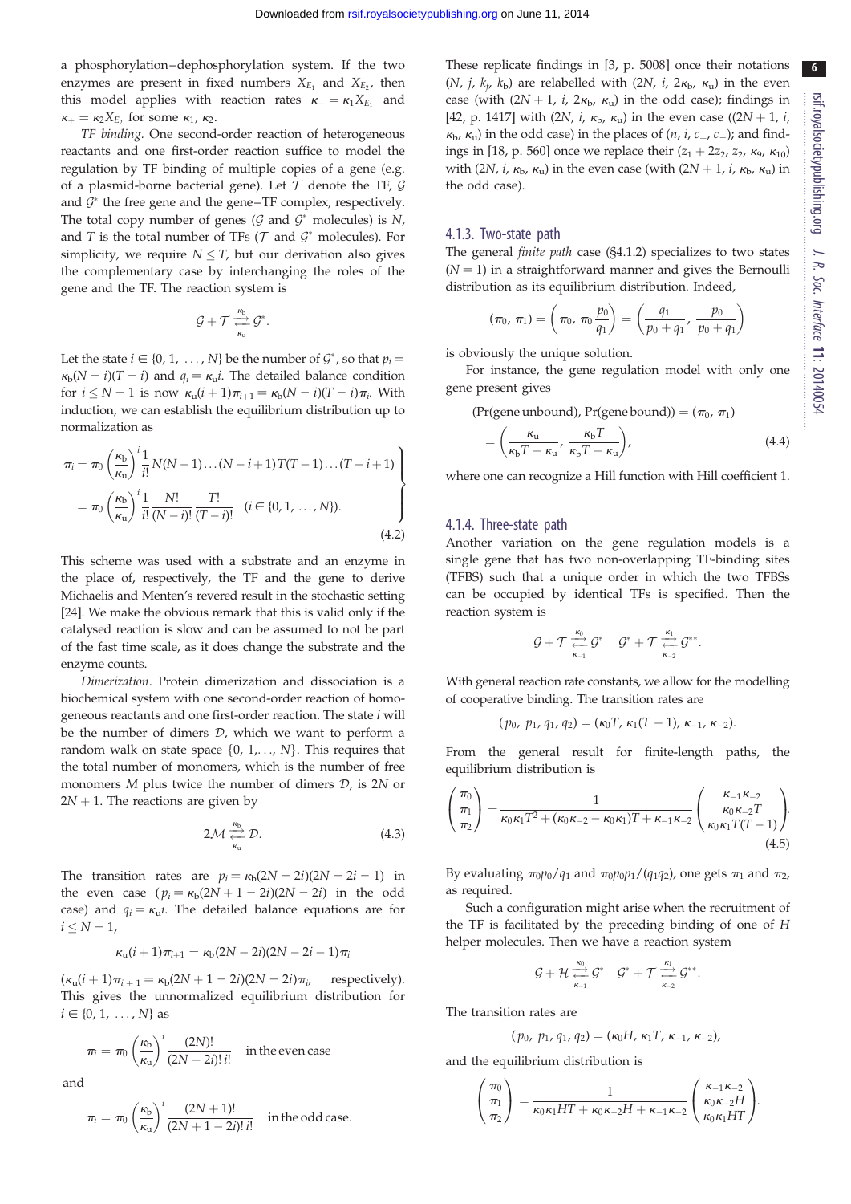a phosphorylation–dephosphorylation system. If the two enzymes are present in fixed numbers $X_{E_1}$ and $X_{E_2}$, then this model applies with reaction rates $\kappa_- = \kappa_1 X_{E_1}$ and $\kappa_+ = \kappa_2 X_{E_2}$ for some $\kappa_1$, $\kappa_2$.

*TF binding.* One second-order reaction of heterogeneous reactants and one first-order reaction suffice to model the regulation by TF binding of multiple copies of a gene (e.g. of a plasmid-borne bacterial gene). Let $\mathcal{T}$ denote the TF, $\mathcal{G}$ and $\mathcal{G}^*$ the free gene and the gene–TF complex, respectively. The total copy number of genes ($\mathcal{G}$ and $\mathcal{G}^*$ molecules) is $N$, and $T$ is the total number of TFs ($\mathcal{T}$ and $\mathcal{G}^*$ molecules). For simplicity, we require $N \leq T$, but our derivation also gives the complementary case by interchanging the roles of the gene and the TF. The reaction system is

$$\mathcal{G} + \mathcal{T} \underset{\kappa_u}{\overset{\kappa_b}{\rightleftarrows}} \mathcal{G}^*.$$

Let the state $i \in \{0, 1, \ldots, N\}$ be the number of $\mathcal{G}^*$, so that $p_i = \kappa_b(N-i)(T-i)$ and $q_i = \kappa_u i$. The detailed balance condition for $i \leq N-1$ is now $\kappa_u(i+1)\pi_{i+1} = \kappa_b(N-i)(T-i)\pi_i$. With induction, we can establish the equilibrium distribution up to normalization as

$$\left.\begin{aligned} \pi_i &= \pi_0 \left(\frac{\kappa_b}{\kappa_u}\right)^i \frac{1}{i!} N(N-1)\ldots(N-i+1)T(T-1)\ldots(T-i+1) \\ &= \pi_0 \left(\frac{\kappa_b}{\kappa_u}\right)^i \frac{1}{i!}\frac{N!}{(N-i)!}\frac{T!}{(T-i)!} \quad (i \in \{0, 1, \ldots, N\}). \end{aligned}\right\} \tag{4.2}$$

This scheme was used with a substrate and an enzyme in the place of, respectively, the TF and the gene to derive Michaelis and Menten's revered result in the stochastic setting [24]. We make the obvious remark that this is valid only if the catalysed reaction is slow and can be assumed to not be part of the fast time scale, as it does change the substrate and the enzyme counts.

*Dimerization.* Protein dimerization and dissociation is a biochemical system with one second-order reaction of homogeneous reactants and one first-order reaction. The state $i$ will be the number of dimers $\mathcal{D}$, which we want to perform a random walk on state space $\{0, 1, \ldots, N\}$. This requires that the total number of monomers, which is the number of free monomers $M$ plus twice the number of dimers $\mathcal{D}$, is $2N$ or $2N+1$. The reactions are given by

$$2\mathcal{M} \underset{\kappa_u}{\overset{\kappa_b}{\rightleftarrows}} \mathcal{D}. \tag{4.3}$$

The transition rates are $p_i = \kappa_b(2N-2i)(2N-2i-1)$ in the even case ($p_i = \kappa_b(2N+1-2i)(2N-2i)$ in the odd case) and $q_i = \kappa_u i$. The detailed balance equations are for $i \leq N-1$,

$$\kappa_u(i+1)\pi_{i+1} = \kappa_b(2N-2i)(2N-2i-1)\pi_i$$

($\kappa_u(i+1)\pi_{i+1} = \kappa_b(2N+1-2i)(2N-2i)\pi_i$, respectively). This gives the unnormalized equilibrium distribution for $i \in \{0, 1, \ldots, N\}$ as

$$\pi_i = \pi_0 \left(\frac{\kappa_b}{\kappa_u}\right)^i \frac{(2N)!}{(2N-2i)!\, i!} \quad \text{in the even case}$$

and

$$\pi_i = \pi_0 \left(\frac{\kappa_b}{\kappa_u}\right)^i \frac{(2N+1)!}{(2N+1-2i)!\, i!} \quad \text{in the odd case.}$$

These replicate findings in [3, p. 5008] once their notations ($N$, $j$, $k_f$, $k_b$) are relabelled with ($2N$, $i$, $2\kappa_b$, $\kappa_u$) in the even case (with ($2N+1$, $i$, $2\kappa_b$, $\kappa_u$) in the odd case); findings in [42, p. 1417] with ($2N$, $i$, $\kappa_b$, $\kappa_u$) in the even case (($2N+1$, $i$, $\kappa_b$, $\kappa_u$) in the odd case) in the places of ($n$, $i$, $c_+$, $c_-$); and findings in [18, p. 560] once we replace their ($z_1 + 2z_2$, $z_2$, $\kappa_9$, $\kappa_{10}$) with ($2N$, $i$, $\kappa_b$, $\kappa_u$) in the even case (with ($2N+1$, $i$, $\kappa_b$, $\kappa_u$) in the odd case).

#### 4.1.3. Two-state path

The general *finite path* case (§4.1.2) specializes to two states ($N = 1$) in a straightforward manner and gives the Bernoulli distribution as its equilibrium distribution. Indeed,

$$(\pi_0, \pi_1) = \left(\pi_0, \pi_0\frac{p_0}{q_1}\right) = \left(\frac{q_1}{p_0 + q_1}, \frac{p_0}{p_0 + q_1}\right)$$

is obviously the unique solution.

For instance, the gene regulation model with only one gene present gives

$$\begin{aligned}(\Pr(\text{gene unbound}), \Pr(\text{gene bound})) &= (\pi_0, \pi_1) \\ &= \left(\frac{\kappa_u}{\kappa_b T + \kappa_u}, \frac{\kappa_b T}{\kappa_b T + \kappa_u}\right),\end{aligned} \tag{4.4}$$

where one can recognize a Hill function with Hill coefficient 1.

#### 4.1.4. Three-state path

Another variation on the gene regulation models is a single gene that has two non-overlapping TF-binding sites (TFBS) such that a unique order in which the two TFBSs can be occupied by identical TFs is specified. Then the reaction system is

$$\mathcal{G} + \mathcal{T} \underset{\kappa_{-1}}{\overset{\kappa_0}{\rightleftarrows}} \mathcal{G}^* \quad \mathcal{G}^* + \mathcal{T} \underset{\kappa_{-2}}{\overset{\kappa_1}{\rightleftarrows}} \mathcal{G}^{**}.$$

With general reaction rate constants, we allow for the modelling of cooperative binding. The transition rates are

$$(p_0, p_1, q_1, q_2) = (\kappa_0 T, \kappa_1(T-1), \kappa_{-1}, \kappa_{-2}).$$

From the general result for finite-length paths, the equilibrium distribution is

$$\begin{pmatrix}\pi_0\\ \pi_1\\ \pi_2\end{pmatrix} = \frac{1}{\kappa_0\kappa_1 T^2 + (\kappa_0\kappa_{-2} - \kappa_0\kappa_1)T + \kappa_{-1}\kappa_{-2}}\begin{pmatrix}\kappa_{-1}\kappa_{-2}\\ \kappa_0\kappa_{-2}T\\ \kappa_0\kappa_1 T(T-1)\end{pmatrix}. \tag{4.5}$$

By evaluating $\pi_0 p_0/q_1$ and $\pi_0 p_0 p_1/(q_1 q_2)$, one gets $\pi_1$ and $\pi_2$, as required.

Such a configuration might arise when the recruitment of the TF is facilitated by the preceding binding of one of $H$ helper molecules. Then we have a reaction system

$$\mathcal{G} + \mathcal{H} \underset{\kappa_{-1}}{\overset{\kappa_0}{\rightleftarrows}} \mathcal{G}^* \quad \mathcal{G}^* + \mathcal{T} \underset{\kappa_{-2}}{\overset{\kappa_1}{\rightleftarrows}} \mathcal{G}^{**}.$$

The transition rates are

$$(p_0, p_1, q_1, q_2) = (\kappa_0 H, \kappa_1 T, \kappa_{-1}, \kappa_{-2}),$$

and the equilibrium distribution is

$$\begin{pmatrix}\pi_0\\ \pi_1\\ \pi_2\end{pmatrix} = \frac{1}{\kappa_0\kappa_1 HT + \kappa_0\kappa_{-2}H + \kappa_{-1}\kappa_{-2}}\begin{pmatrix}\kappa_{-1}\kappa_{-2}\\ \kappa_0\kappa_{-2}H\\ \kappa_0\kappa_1 HT\end{pmatrix}.$$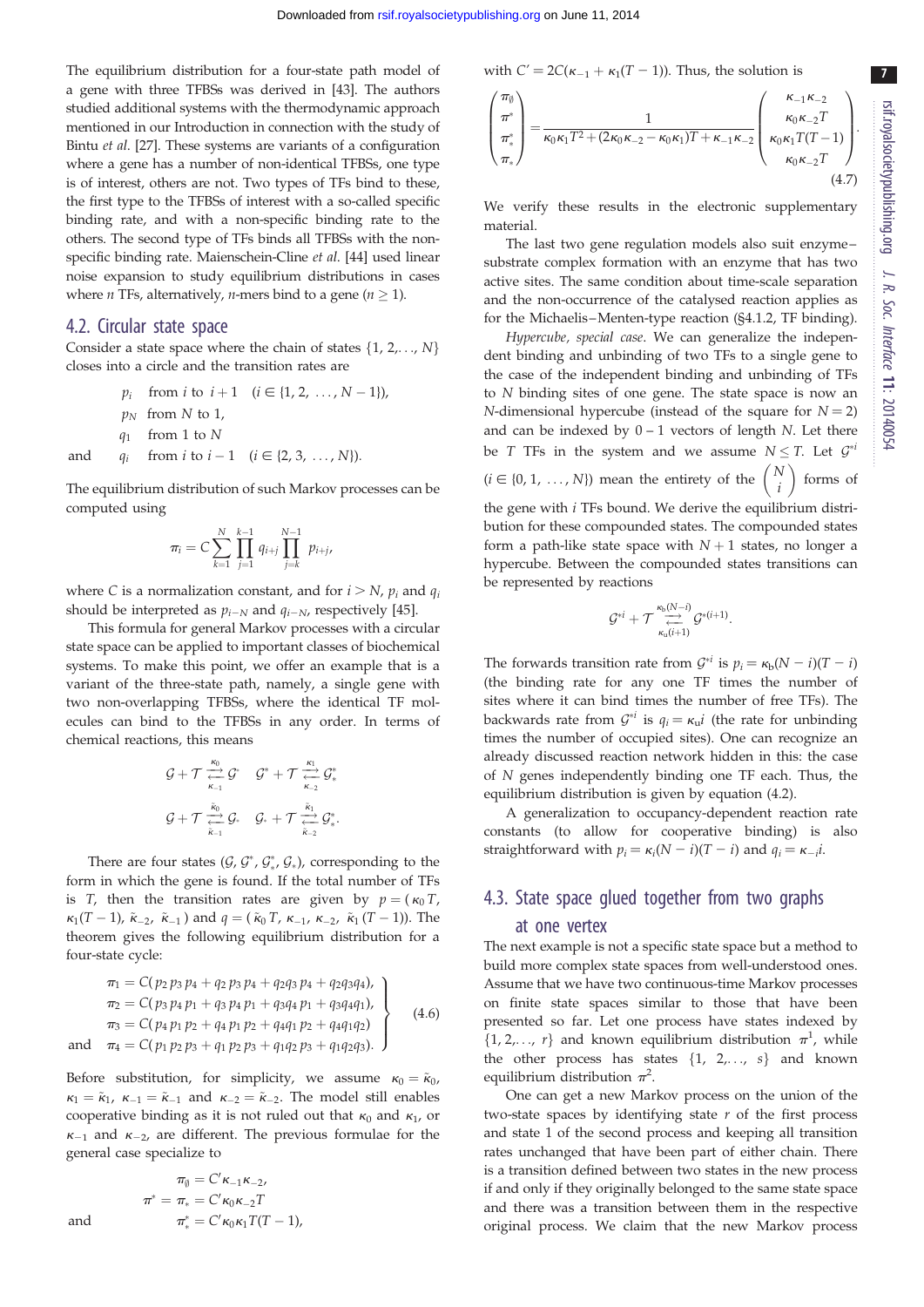The equilibrium distribution for a four-state path model of a gene with three TFBSs was derived in [43]. The authors studied additional systems with the thermodynamic approach mentioned in our Introduction in connection with the study of Bintu *et al*. [27]. These systems are variants of a configuration where a gene has a number of non-identical TFBSs, one type is of interest, others are not. Two types of TFs bind to these, the first type to the TFBSs of interest with a so-called specific binding rate, and with a non-specific binding rate to the others. The second type of TFs binds all TFBSs with the non-specific binding rate. Maienschein-Cline *et al*. [44] used linear noise expansion to study equilibrium distributions in cases where $n$ TFs, alternatively, $n$-mers bind to a gene ($n \geq 1$).

## 4.2. Circular state space

Consider a state space where the chain of states $\{1, 2,\ldots, N\}$ closes into a circle and the transition rates are

$$
\begin{aligned}
& p_i \quad \text{from } i \text{ to } i+1 \quad (i \in \{1, 2, \ldots, N-1\}),\\
& p_N \quad \text{from } N \text{ to } 1,\\
& q_1 \quad \text{from } 1 \text{ to } N\\
\text{and} \quad & q_i \quad \text{from } i \text{ to } i-1 \quad (i \in \{2, 3, \ldots, N\}).
\end{aligned}
$$

The equilibrium distribution of such Markov processes can be computed using

$$\pi_i = C \sum_{k=1}^{N} \prod_{j=1}^{k-1} q_{i+j} \prod_{j=k}^{N-1} p_{i+j},$$

where $C$ is a normalization constant, and for $i > N$, $p_i$ and $q_i$ should be interpreted as $p_{i-N}$ and $q_{i-N}$, respectively [45].

This formula for general Markov processes with a circular state space can be applied to important classes of biochemical systems. To make this point, we offer an example that is a variant of the three-state path, namely, a single gene with two non-overlapping TFBSs, where the identical TF molecules can bind to the TFBSs in any order. In terms of chemical reactions, this means

$$\mathcal{G} + \mathcal{T} \underset{\kappa_{-1}}{\overset{\kappa_0}{\rightleftarrows}} \mathcal{G}^* \qquad \mathcal{G}^* + \mathcal{T} \underset{\kappa_{-2}}{\overset{\kappa_1}{\rightleftarrows}} \mathcal{G}^*_*$$

$$\mathcal{G} + \mathcal{T} \underset{\tilde{\kappa}_{-1}}{\overset{\tilde{\kappa}_0}{\rightleftarrows}} \mathcal{G}_* \qquad \mathcal{G}_* + \mathcal{T} \underset{\tilde{\kappa}_{-2}}{\overset{\tilde{\kappa}_1}{\rightleftarrows}} \mathcal{G}^*_*.$$

There are four states ($\mathcal{G}$, $\mathcal{G}^*$, $\mathcal{G}^*_*$, $\mathcal{G}_*$), corresponding to the form in which the gene is found. If the total number of TFs is $T$, then the transition rates are given by $p = (\kappa_0 T,\ \kappa_1(T-1),\ \tilde{\kappa}_{-2},\ \tilde{\kappa}_{-1})$ and $q = (\tilde{\kappa}_0 T,\ \kappa_{-1},\ \kappa_{-2},\ \tilde{\kappa}_1(T-1))$. The theorem gives the following equilibrium distribution for a four-state cycle:

$$
\left.
\begin{aligned}
\pi_1 &= C(p_2 p_3 p_4 + q_2 p_3 p_4 + q_2 q_3 p_4 + q_2 q_3 q_4),\\
\pi_2 &= C(p_3 p_4 p_1 + q_3 p_4 p_1 + q_3 q_4 p_1 + q_3 q_4 q_1),\\
\pi_3 &= C(p_4 p_1 p_2 + q_4 p_1 p_2 + q_4 q_1 p_2 + q_4 q_1 q_2)\\
\text{and} \quad \pi_4 &= C(p_1 p_2 p_3 + q_1 p_2 p_3 + q_1 q_2 p_3 + q_1 q_2 q_3).
\end{aligned}
\right\} \tag{4.6}
$$

Before substitution, for simplicity, we assume $\kappa_0 = \tilde{\kappa}_0$, $\kappa_1 = \tilde{\kappa}_1$, $\kappa_{-1} = \tilde{\kappa}_{-1}$ and $\kappa_{-2} = \tilde{\kappa}_{-2}$. The model still enables cooperative binding as it is not ruled out that $\kappa_0$ and $\kappa_1$, or $\kappa_{-1}$ and $\kappa_{-2}$, are different. The previous formulae for the general case specialize to

$$
\begin{aligned}
\pi_\emptyset &= C' \kappa_{-1}\kappa_{-2},\\
\pi^* = \pi_* &= C' \kappa_0 \kappa_{-2} T\\
\text{and} \quad \pi^*_* &= C' \kappa_0 \kappa_1 T(T-1),
\end{aligned}
$$

with $C' = 2C(\kappa_{-1} + \kappa_1(T-1))$. Thus, the solution is

$$
\begin{pmatrix} \pi_\emptyset \\ \pi^* \\ \pi^*_* \\ \pi_* \end{pmatrix} = \frac{1}{\kappa_0\kappa_1 T^2 + (2\kappa_0\kappa_{-2} - \kappa_0\kappa_1)T + \kappa_{-1}\kappa_{-2}} \begin{pmatrix} \kappa_{-1}\kappa_{-2} \\ \kappa_0\kappa_{-2}T \\ \kappa_0\kappa_1 T(T-1) \\ \kappa_0\kappa_{-2}T \end{pmatrix}. \tag{4.7}
$$

We verify these results in the electronic supplementary material.

The last two gene regulation models also suit enzyme–substrate complex formation with an enzyme that has two active sites. The same condition about time-scale separation and the non-occurrence of the catalysed reaction applies as for the Michaelis–Menten-type reaction (§4.1.2, TF binding).

*Hypercube, special case.* We can generalize the independent binding and unbinding of two TFs to a single gene to the case of the independent binding and unbinding of TFs to $N$ binding sites of one gene. The state space is now an $N$-dimensional hypercube (instead of the square for $N = 2$) and can be indexed by $0-1$ vectors of length $N$. Let there be $T$ TFs in the system and we assume $N \leq T$. Let $\mathcal{G}^{*i}$ ($i \in \{0, 1, \ldots, N\}$) mean the entirety of the $\binom{N}{i}$ forms of the gene with $i$ TFs bound. We derive the equilibrium distribution for these compounded states. The compounded states form a path-like state space with $N+1$ states, no longer a hypercube. Between the compounded states transitions can be represented by reactions

$$\mathcal{G}^{*i} + \mathcal{T} \underset{\kappa_u(i+1)}{\overset{\kappa_b(N-i)}{\rightleftarrows}} \mathcal{G}^{*(i+1)}.$$

The forwards transition rate from $\mathcal{G}^{*i}$ is $p_i = \kappa_b(N-i)(T-i)$ (the binding rate for any one TF times the number of sites where it can bind times the number of free TFs). The backwards rate from $\mathcal{G}^{*i}$ is $q_i = \kappa_u i$ (the rate for unbinding times the number of occupied sites). One can recognize an already discussed reaction network hidden in this: the case of $N$ genes independently binding one TF each. Thus, the equilibrium distribution is given by equation (4.2).

A generalization to occupancy-dependent reaction rate constants (to allow for cooperative binding) is also straightforward with $p_i = \kappa_i(N-i)(T-i)$ and $q_i = \kappa_{-i}i$.

## 4.3. State space glued together from two graphs at one vertex

The next example is not a specific state space but a method to build more complex state spaces from well-understood ones. Assume that we have two continuous-time Markov processes on finite state spaces similar to those that have been presented so far. Let one process have states indexed by $\{1, 2,\ldots, r\}$ and known equilibrium distribution $\pi^1$, while the other process has states $\{1, 2,\ldots, s\}$ and known equilibrium distribution $\pi^2$.

One can get a new Markov process on the union of the two-state spaces by identifying state $r$ of the first process and state 1 of the second process and keeping all transition rates unchanged that have been part of either chain. There is a transition defined between two states in the new process if and only if they originally belonged to the same state space and there was a transition between them in the respective original process. We claim that the new Markov process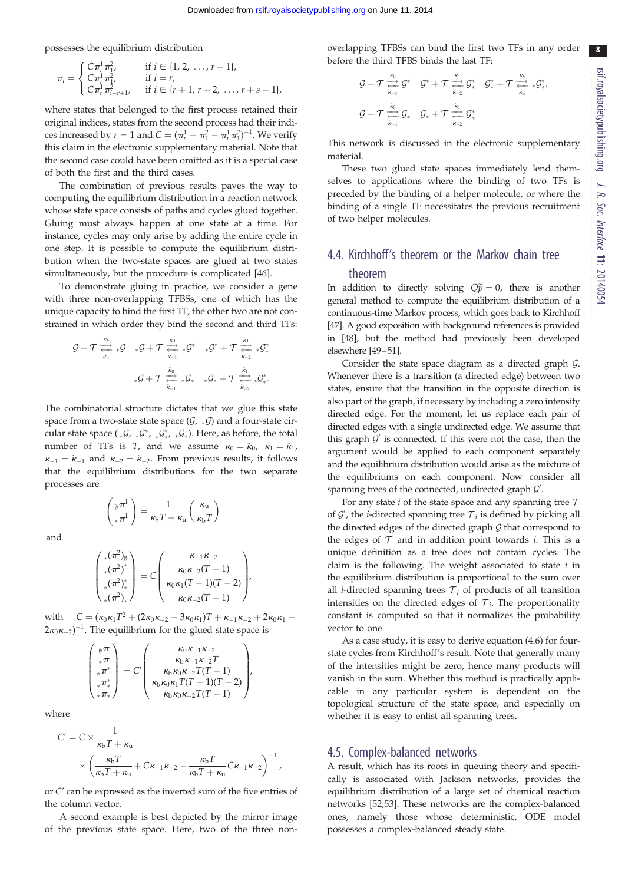possesses the equilibrium distribution

$$\pi_i = \begin{cases} C\pi_i^1 \pi_1^2, & \text{if } i \in \{1, 2, \ldots, r-1\}, \\ C\pi_r^1 \pi_1^2, & \text{if } i = r, \\ C\pi_r^1 \pi_{i-r+1}^2, & \text{if } i \in \{r+1, r+2, \ldots, r+s-1\}, \end{cases}$$

where states that belonged to the first process retained their original indices, states from the second process had their indices increased by $r-1$ and $C = (\pi_r^1 + \pi_1^2 - \pi_r^1 \pi_1^2)^{-1}$. We verify this claim in the electronic supplementary material. Note that the second case could have been omitted as it is a special case of both the first and the third cases.

The combination of previous results paves the way to computing the equilibrium distribution in a reaction network whose state space consists of paths and cycles glued together. Gluing must always happen at one state at a time. For instance, cycles may only arise by adding the entire cycle in one step. It is possible to compute the equilibrium distribution when the two-state spaces are glued at two states simultaneously, but the procedure is complicated [46].

To demonstrate gluing in practice, we consider a gene with three non-overlapping TFBSs, one of which has the unique capacity to bind the first TF, the other two are not constrained in which order they bind the second and third TFs:

$$\mathcal{G} + \mathcal{T} \underset{\kappa_u}{\overset{\kappa_b}{\rightleftarrows}} {}_*\mathcal{G} \quad {}_*\mathcal{G} + \mathcal{T} \underset{\kappa_{-1}}{\overset{\kappa_0}{\rightleftarrows}} {}_*\mathcal{G}^* \quad {}_*\mathcal{G}^* + \mathcal{T} \underset{\kappa_{-2}}{\overset{\kappa_1}{\rightleftarrows}} {}_*\mathcal{G}^*_*$$

$$ {}_*\mathcal{G} + \mathcal{T} \underset{\tilde{\kappa}_{-1}}{\overset{\tilde{\kappa}_0}{\rightleftarrows}} {}_*\mathcal{G}_* \quad {}_*\mathcal{G}_* + \mathcal{T} \underset{\tilde{\kappa}_{-2}}{\overset{\tilde{\kappa}_1}{\rightleftarrows}} {}_*\mathcal{G}^*_*.$$

The combinatorial structure dictates that we glue this state space from a two-state state space $(\mathcal{G}, {}_*\mathcal{G})$ and a four-state circular state space $({}_*\mathcal{G}, {}_*\mathcal{G}^*, {}_*\mathcal{G}^*_*, {}_*\mathcal{G}_*)$. Here, as before, the total number of TFs is $T$, and we assume $\kappa_0 = \tilde{\kappa}_0$, $\kappa_1 = \tilde{\kappa}_1$, $\kappa_{-1} = \tilde{\kappa}_{-1}$ and $\kappa_{-2} = \tilde{\kappa}_{-2}$. From previous results, it follows that the equilibrium distributions for the two separate processes are

$$\begin{pmatrix} {}_\emptyset\pi^1 \\ {}_*\pi^1 \end{pmatrix} = \frac{1}{\kappa_b T + \kappa_u} \begin{pmatrix} \kappa_u \\ \kappa_b T \end{pmatrix}$$

and

$$\begin{pmatrix} {}_*(\pi^2)_\emptyset \\ {}_*(\pi^2)^* \\ {}_*(\pi^2)^*_* \\ {}_*(\pi^2)_* \end{pmatrix} = C \begin{pmatrix} \kappa_{-1}\kappa_{-2} \\ \kappa_0\kappa_{-2}(T-1) \\ \kappa_0\kappa_1(T-1)(T-2) \\ \kappa_0\kappa_{-2}(T-1) \end{pmatrix},$$

with $C = (\kappa_0\kappa_1 T^2 + (2\kappa_0\kappa_{-2} - 3\kappa_0\kappa_1)T + \kappa_{-1}\kappa_{-2} + 2\kappa_0\kappa_1 - 2\kappa_0\kappa_{-2})^{-1}$. The equilibrium for the glued state space is

$$\begin{pmatrix} {}_\emptyset\pi \\ {}_*\pi \\ {}_*\pi^* \\ {}_*\pi^*_* \\ {}_*\pi_* \end{pmatrix} = C' \begin{pmatrix} \kappa_u\kappa_{-1}\kappa_{-2} \\ \kappa_b\kappa_{-1}\kappa_{-2}T \\ \kappa_b\kappa_0\kappa_{-2}T(T-1) \\ \kappa_b\kappa_0\kappa_1 T(T-1)(T-2) \\ \kappa_b\kappa_0\kappa_{-2}T(T-1) \end{pmatrix},$$

where

$$C' = C \times \frac{1}{\kappa_b T + \kappa_u} \times \left( \frac{\kappa_b T}{\kappa_b T + \kappa_u} + C\kappa_{-1}\kappa_{-2} - \frac{\kappa_b T}{\kappa_b T + \kappa_u} C\kappa_{-1}\kappa_{-2} \right)^{-1},$$

or $C'$ can be expressed as the inverted sum of the five entries of the column vector.

A second example is best depicted by the mirror image of the previous state space. Here, two of the three non-overlapping TFBSs can bind the first two TFs in any order before the third TFBS binds the last TF:

$$\mathcal{G} + \mathcal{T} \underset{\kappa_{-1}}{\overset{\kappa_0}{\rightleftarrows}} \mathcal{G}^* \quad \mathcal{G}^* + \mathcal{T} \underset{\kappa_{-2}}{\overset{\kappa_1}{\rightleftarrows}} \mathcal{G}^*_* \quad \mathcal{G}^*_* + \mathcal{T} \underset{\kappa_u}{\overset{\kappa_b}{\rightleftarrows}} {}_*\mathcal{G}^*_*.$$

$$\mathcal{G} + \mathcal{T} \underset{\tilde{\kappa}_{-1}}{\overset{\tilde{\kappa}_0}{\rightleftarrows}} \mathcal{G}_* \quad \mathcal{G}_* + \mathcal{T} \underset{\tilde{\kappa}_{-2}}{\overset{\tilde{\kappa}_1}{\rightleftarrows}} \mathcal{G}^*_*$$

This network is discussed in the electronic supplementary material.

These two glued state spaces immediately lend themselves to applications where the binding of two TFs is preceded by the binding of a helper molecule, or where the binding of a single TF necessitates the previous recruitment of two helper molecules.

## 4.4. Kirchhoff's theorem or the Markov chain tree theorem

In addition to directly solving $Q\tilde{p} = 0$, there is another general method to compute the equilibrium distribution of a continuous-time Markov process, which goes back to Kirchhoff [47]. A good exposition with background references is provided in [48], but the method had previously been developed elsewhere [49–51].

Consider the state space diagram as a directed graph $\mathcal{G}$. Whenever there is a transition (a directed edge) between two states, ensure that the transition in the opposite direction is also part of the graph, if necessary by including a zero intensity directed edge. For the moment, let us replace each pair of directed edges with a single undirected edge. We assume that this graph $\mathcal{G}'$ is connected. If this were not the case, then the argument would be applied to each component separately and the equilibrium distribution would arise as the mixture of the equilibriums on each component. Now consider all spanning trees of the connected, undirected graph $\mathcal{G}'$.

For any state $i$ of the state space and any spanning tree $\mathcal{T}$ of $\mathcal{G}'$, the $i$-directed spanning tree $\mathcal{T}_i$ is defined by picking all the directed edges of the directed graph $\mathcal{G}$ that correspond to the edges of $\mathcal{T}$ and in addition point towards $i$. This is a unique definition as a tree does not contain cycles. The claim is the following. The weight associated to state $i$ in the equilibrium distribution is proportional to the sum over all $i$-directed spanning trees $\mathcal{T}_i$ of products of all transition intensities on the directed edges of $\mathcal{T}_i$. The proportionality constant is computed so that it normalizes the probability vector to one.

As a case study, it is easy to derive equation (4.6) for four-state cycles from Kirchhoff's result. Note that generally many of the intensities might be zero, hence many products will vanish in the sum. Whether this method is practically applicable in any particular system is dependent on the topological structure of the state space, and especially on whether it is easy to enlist all spanning trees.

## 4.5. Complex-balanced networks

A result, which has its roots in queuing theory and specifically is associated with Jackson networks, provides the equilibrium distribution of a large set of chemical reaction networks [52,53]. These networks are the complex-balanced ones, namely those whose deterministic, ODE model possesses a complex-balanced steady state.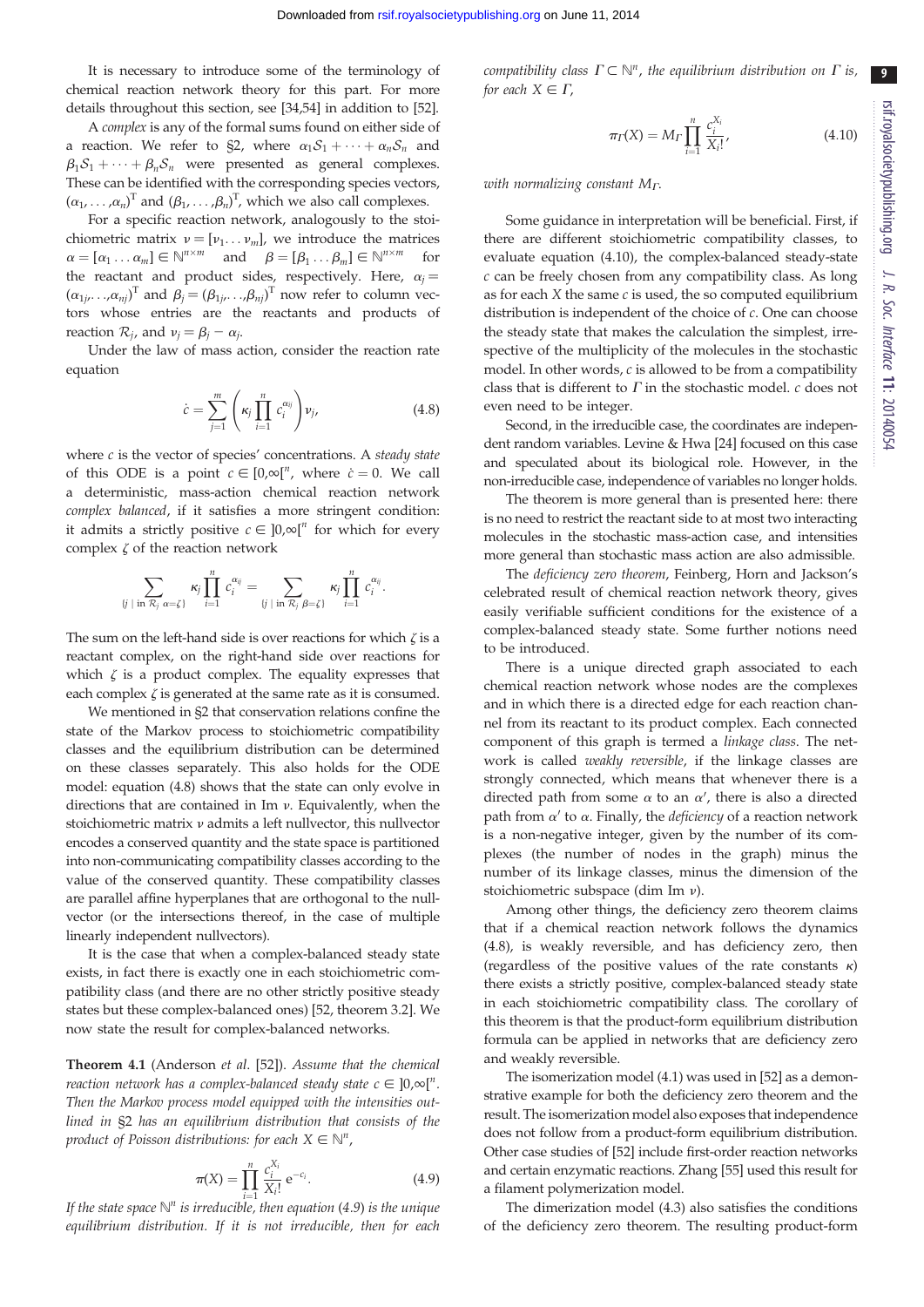It is necessary to introduce some of the terminology of chemical reaction network theory for this part. For more details throughout this section, see [34,54] in addition to [52].

A *complex* is any of the formal sums found on either side of a reaction. We refer to §2, where $\alpha_1\mathcal{S}_1 + \cdots + \alpha_n\mathcal{S}_n$ and $\beta_1\mathcal{S}_1 + \cdots + \beta_n\mathcal{S}_n$ were presented as general complexes. These can be identified with the corresponding species vectors, $(\alpha_1, \ldots, \alpha_n)^{\mathrm{T}}$ and $(\beta_1, \ldots, \beta_n)^{\mathrm{T}}$, which we also call complexes.

For a specific reaction network, analogously to the stoichiometric matrix $\nu = [\nu_1 \ldots \nu_m]$, we introduce the matrices $\alpha = [\alpha_1 \ldots \alpha_m] \in \mathbb{N}^{n\times m}$ and $\beta = [\beta_1 \ldots \beta_m] \in \mathbb{N}^{n\times m}$ for the reactant and product sides, respectively. Here, $\alpha_j = (\alpha_{1j}, \ldots, \alpha_{nj})^{\mathrm{T}}$ and $\beta_j = (\beta_{1j}, \ldots, \beta_{nj})^{\mathrm{T}}$ now refer to column vectors whose entries are the reactants and products of reaction $\mathcal{R}_j$, and $\nu_j = \beta_j - \alpha_j$.

Under the law of mass action, consider the reaction rate equation

$$\dot{c} = \sum_{j=1}^{m}\left(\kappa_j \prod_{i=1}^{n} c_i^{\alpha_{ij}}\right)\nu_j, \tag{4.8}$$

where $c$ is the vector of species' concentrations. A *steady state* of this ODE is a point $c \in [0,\infty[^n$, where $\dot{c} = 0$. We call a deterministic, mass-action chemical reaction network *complex balanced*, if it satisfies a more stringent condition: it admits a strictly positive $c \in\, ]0,\infty[^n$ for which for every complex $\zeta$ of the reaction network

$$\sum_{\{j \mid \text{in } \mathcal{R}_j\ \alpha=\zeta\}} \kappa_j \prod_{i=1}^{n} c_i^{\alpha_{ij}} = \sum_{\{j \mid \text{in } \mathcal{R}_j\ \beta=\zeta\}} \kappa_j \prod_{i=1}^{n} c_i^{\alpha_{ij}}.$$

The sum on the left-hand side is over reactions for which $\zeta$ is a reactant complex, on the right-hand side over reactions for which $\zeta$ is a product complex. The equality expresses that each complex $\zeta$ is generated at the same rate as it is consumed.

We mentioned in §2 that conservation relations confine the state of the Markov process to stoichiometric compatibility classes and the equilibrium distribution can be determined on these classes separately. This also holds for the ODE model: equation (4.8) shows that the state can only evolve in directions that are contained in Im $\nu$. Equivalently, when the stoichiometric matrix $\nu$ admits a left nullvector, this nullvector encodes a conserved quantity and the state space is partitioned into non-communicating compatibility classes according to the value of the conserved quantity. These compatibility classes are parallel affine hyperplanes that are orthogonal to the nullvector (or the intersections thereof, in the case of multiple linearly independent nullvectors).

It is the case that when a complex-balanced steady state exists, in fact there is exactly one in each stoichiometric compatibility class (and there are no other strictly positive steady states but these complex-balanced ones) [52, theorem 3.2]. We now state the result for complex-balanced networks.

**Theorem 4.1** (Anderson *et al*. [52]). *Assume that the chemical reaction network has a complex-balanced steady state $c \in\, ]0,\infty[^n$. Then the Markov process model equipped with the intensities outlined in §2 has an equilibrium distribution that consists of the product of Poisson distributions: for each $X \in \mathbb{N}^n$,*

$$\pi(X) = \prod_{i=1}^{n} \frac{c_i^{X_i}}{X_i!}\,\mathrm{e}^{-c_i}. \tag{4.9}$$

*If the state space $\mathbb{N}^n$ is irreducible, then equation (4.9) is the unique equilibrium distribution. If it is not irreducible, then for each compatibility class $\Gamma \subset \mathbb{N}^n$, the equilibrium distribution on $\Gamma$ is, for each $X \in \Gamma$,*

$$\pi_\Gamma(X) = M_\Gamma \prod_{i=1}^{n} \frac{c_i^{X_i}}{X_i!}, \tag{4.10}$$

*with normalizing constant $M_\Gamma$.*

Some guidance in interpretation will be beneficial. First, if there are different stoichiometric compatibility classes, to evaluate equation (4.10), the complex-balanced steady-state $c$ can be freely chosen from any compatibility class. As long as for each $X$ the same $c$ is used, the so computed equilibrium distribution is independent of the choice of $c$. One can choose the steady state that makes the calculation the simplest, irrespective of the multiplicity of the molecules in the stochastic model. In other words, $c$ is allowed to be from a compatibility class that is different to $\Gamma$ in the stochastic model. $c$ does not even need to be integer.

Second, in the irreducible case, the coordinates are independent random variables. Levine & Hwa [24] focused on this case and speculated about its biological role. However, in the non-irreducible case, independence of variables no longer holds.

The theorem is more general than is presented here: there is no need to restrict the reactant side to at most two interacting molecules in the stochastic mass-action case, and intensities more general than stochastic mass action are also admissible.

The *deficiency zero theorem*, Feinberg, Horn and Jackson's celebrated result of chemical reaction network theory, gives easily verifiable sufficient conditions for the existence of a complex-balanced steady state. Some further notions need to be introduced.

There is a unique directed graph associated to each chemical reaction network whose nodes are the complexes and in which there is a directed edge for each reaction channel from its reactant to its product complex. Each connected component of this graph is termed a *linkage class*. The network is called *weakly reversible*, if the linkage classes are strongly connected, which means that whenever there is a directed path from some $\alpha$ to an $\alpha'$, there is also a directed path from $\alpha'$ to $\alpha$. Finally, the *deficiency* of a reaction network is a non-negative integer, given by the number of its complexes (the number of nodes in the graph) minus the number of its linkage classes, minus the dimension of the stoichiometric subspace (dim Im $\nu$).

Among other things, the deficiency zero theorem claims that if a chemical reaction network follows the dynamics (4.8), is weakly reversible, and has deficiency zero, then (regardless of the positive values of the rate constants $\kappa$) there exists a strictly positive, complex-balanced steady state in each stoichiometric compatibility class. The corollary of this theorem is that the product-form equilibrium distribution formula can be applied in networks that are deficiency zero and weakly reversible.

The isomerization model (4.1) was used in [52] as a demonstrative example for both the deficiency zero theorem and the result. The isomerization model also exposes that independence does not follow from a product-form equilibrium distribution. Other case studies of [52] include first-order reaction networks and certain enzymatic reactions. Zhang [55] used this result for a filament polymerization model.

The dimerization model (4.3) also satisfies the conditions of the deficiency zero theorem. The resulting product-form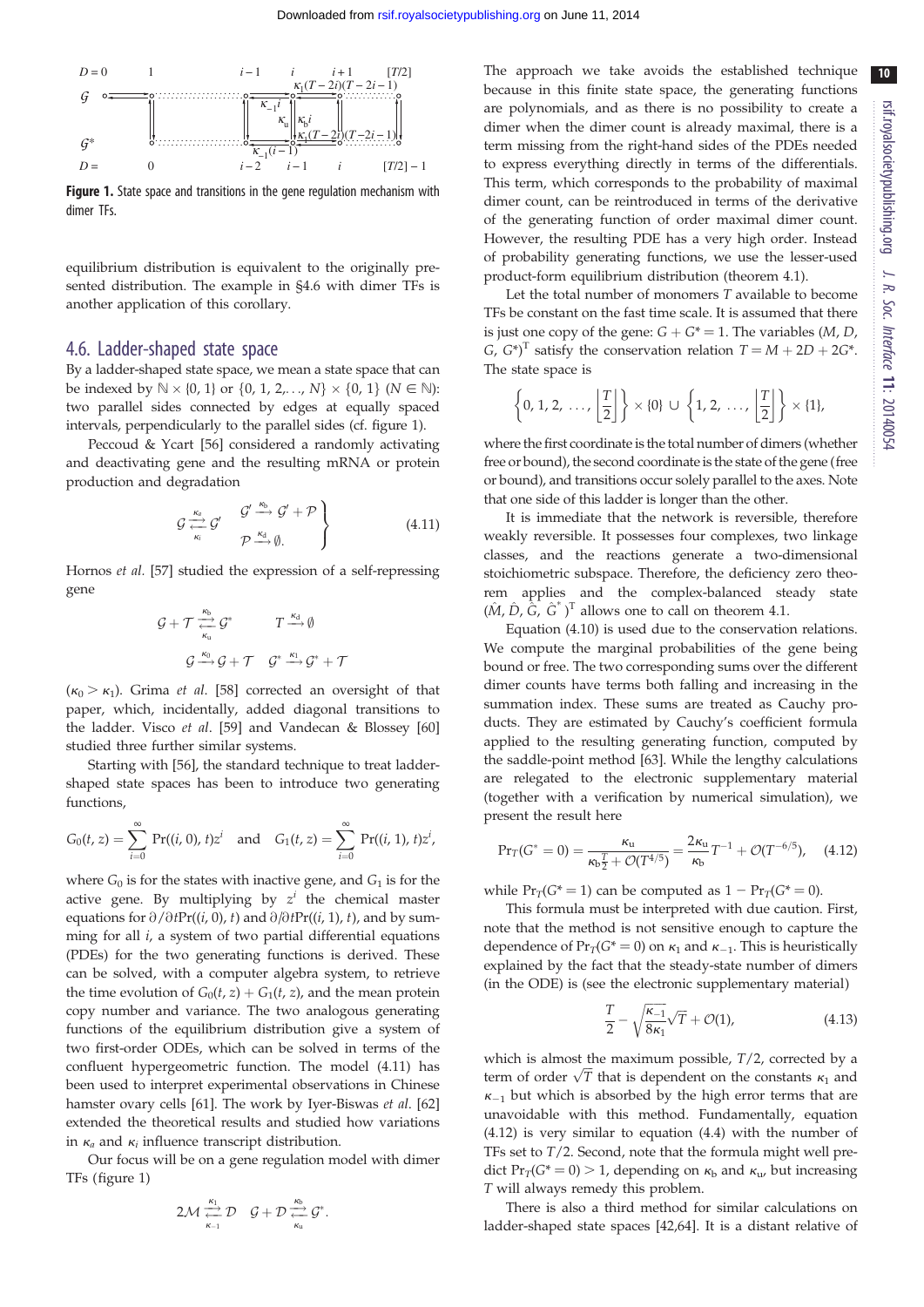Figure 1. State space and transitions in the gene regulation mechanism with dimer TFs.

equilibrium distribution is equivalent to the originally presented distribution. The example in §4.6 with dimer TFs is another application of this corollary.

## 4.6. Ladder-shaped state space

By a ladder-shaped state space, we mean a state space that can be indexed by $\mathbb{N} \times \{0, 1\}$ or $\{0, 1, 2, \ldots, N\} \times \{0, 1\}$ ($N \in \mathbb{N}$): two parallel sides connected by edges at equally spaced intervals, perpendicularly to the parallel sides (cf. figure 1).

Peccoud & Ycart [56] considered a randomly activating and deactivating gene and the resulting mRNA or protein production and degradation

$$\mathcal{G} \underset{\kappa_i}{\overset{\kappa_a}{\rightleftarrows}} \mathcal{G}' \qquad \left.\begin{array}{l} \mathcal{G}' \xrightarrow{\kappa_b} \mathcal{G}' + \mathcal{P} \\ \mathcal{P} \xrightarrow{\kappa_d} \emptyset. \end{array}\right\} \tag{4.11}$$

Hornos *et al.* [57] studied the expression of a self-repressing gene

$$\mathcal{G} + \mathcal{T} \underset{\kappa_u}{\overset{\kappa_b}{\rightleftarrows}} \mathcal{G}^* \qquad \mathcal{T} \xrightarrow{\kappa_d} \emptyset$$

$$\mathcal{G} \xrightarrow{\kappa_0} \mathcal{G} + \mathcal{T} \quad \mathcal{G}^* \xrightarrow{\kappa_1} \mathcal{G}^* + \mathcal{T}$$

($\kappa_0 > \kappa_1$). Grima *et al.* [58] corrected an oversight of that paper, which, incidentally, added diagonal transitions to the ladder. Visco *et al.* [59] and Vandecan & Blossey [60] studied three further similar systems.

Starting with [56], the standard technique to treat ladder-shaped state spaces has been to introduce two generating functions,

$$G_0(t, z) = \sum_{i=0}^{\infty} \Pr((i, 0), t) z^i \quad \text{and} \quad G_1(t, z) = \sum_{i=0}^{\infty} \Pr((i, 1), t) z^i,$$

where $G_0$ is for the states with inactive gene, and $G_1$ is for the active gene. By multiplying by $z^i$ the chemical master equations for $\partial/\partial t \Pr((i, 0), t)$ and $\partial/\partial t \Pr((i, 1), t)$, and by summing for all $i$, a system of two partial differential equations (PDEs) for the two generating functions is derived. These can be solved, with a computer algebra system, to retrieve the time evolution of $G_0(t, z) + G_1(t, z)$, and the mean protein copy number and variance. The two analogous generating functions of the equilibrium distribution give a system of two first-order ODEs, which can be solved in terms of the confluent hypergeometric function. The model (4.11) has been used to interpret experimental observations in Chinese hamster ovary cells [61]. The work by Iyer-Biswas *et al.* [62] extended the theoretical results and studied how variations in $\kappa_a$ and $\kappa_i$ influence transcript distribution.

Our focus will be on a gene regulation model with dimer TFs (figure 1)

$$2\mathcal{M} \underset{\kappa_{-1}}{\overset{\kappa_1}{\rightleftarrows}} \mathcal{D} \quad \mathcal{G} + \mathcal{D} \underset{\kappa_u}{\overset{\kappa_b}{\rightleftarrows}} \mathcal{G}^*.$$

The approach we take avoids the established technique because in this finite state space, the generating functions are polynomials, and as there is no possibility to create a dimer when the dimer count is already maximal, there is a term missing from the right-hand sides of the PDEs needed to express everything directly in terms of the differentials. This term, which corresponds to the probability of maximal dimer count, can be reintroduced in terms of the derivative of the generating function of order maximal dimer count. However, the resulting PDE has a very high order. Instead of probability generating functions, we use the lesser-used product-form equilibrium distribution (theorem 4.1).

Let the total number of monomers $T$ available to become TFs be constant on the fast time scale. It is assumed that there is just one copy of the gene: $G + G^* = 1$. The variables $(M, D, G, G^*)^{\mathrm{T}}$ satisfy the conservation relation $T = M + 2D + 2G^*$. The state space is

$$\left\{0, 1, 2, \ldots, \left\lfloor \frac{T}{2} \right\rfloor\right\} \times \{0\} \cup \left\{1, 2, \ldots, \left\lfloor \frac{T}{2} \right\rfloor\right\} \times \{1\},$$

where the first coordinate is the total number of dimers (whether free or bound), the second coordinate is the state of the gene (free or bound), and transitions occur solely parallel to the axes. Note that one side of this ladder is longer than the other.

It is immediate that the network is reversible, therefore weakly reversible. It possesses four complexes, two linkage classes, and the reactions generate a two-dimensional stoichiometric subspace. Therefore, the deficiency zero theorem applies and the complex-balanced steady state $(\hat{M}, \hat{D}, \hat{G}, \hat{G}^*)^{\mathrm{T}}$ allows one to call on theorem 4.1.

Equation (4.10) is used due to the conservation relations. We compute the marginal probabilities of the gene being bound or free. The two corresponding sums over the different dimer counts have terms both falling and increasing in the summation index. These sums are treated as Cauchy products. They are estimated by Cauchy's coefficient formula applied to the resulting generating function, computed by the saddle-point method [63]. While the lengthy calculations are relegated to the electronic supplementary material (together with a verification by numerical simulation), we present the result here

$$\Pr_T(G^* = 0) = \frac{\kappa_u}{\kappa_b \frac{T}{2} + \mathcal{O}(T^{4/5})} = \frac{2\kappa_u}{\kappa_b} T^{-1} + \mathcal{O}(T^{-6/5}), \tag{4.12}$$

while $\Pr_T(G^* = 1)$ can be computed as $1 - \Pr_T(G^* = 0)$.

This formula must be interpreted with due caution. First, note that the method is not sensitive enough to capture the dependence of $\Pr_T(G^* = 0)$ on $\kappa_1$ and $\kappa_{-1}$. This is heuristically explained by the fact that the steady-state number of dimers (in the ODE) is (see the electronic supplementary material)

$$\frac{T}{2} - \sqrt{\frac{\kappa_{-1}}{8\kappa_1}}\sqrt{T} + \mathcal{O}(1), \tag{4.13}$$

which is almost the maximum possible, $T/2$, corrected by a term of order $\sqrt{T}$ that is dependent on the constants $\kappa_1$ and $\kappa_{-1}$ but which is absorbed by the high error terms that are unavoidable with this method. Fundamentally, equation (4.12) is very similar to equation (4.4) with the number of TFs set to $T/2$. Second, note that the formula might well predict $\Pr_T(G^* = 0) > 1$, depending on $\kappa_b$ and $\kappa_u$, but increasing $T$ will always remedy this problem.

There is also a third method for similar calculations on ladder-shaped state spaces [42,64]. It is a distant relative of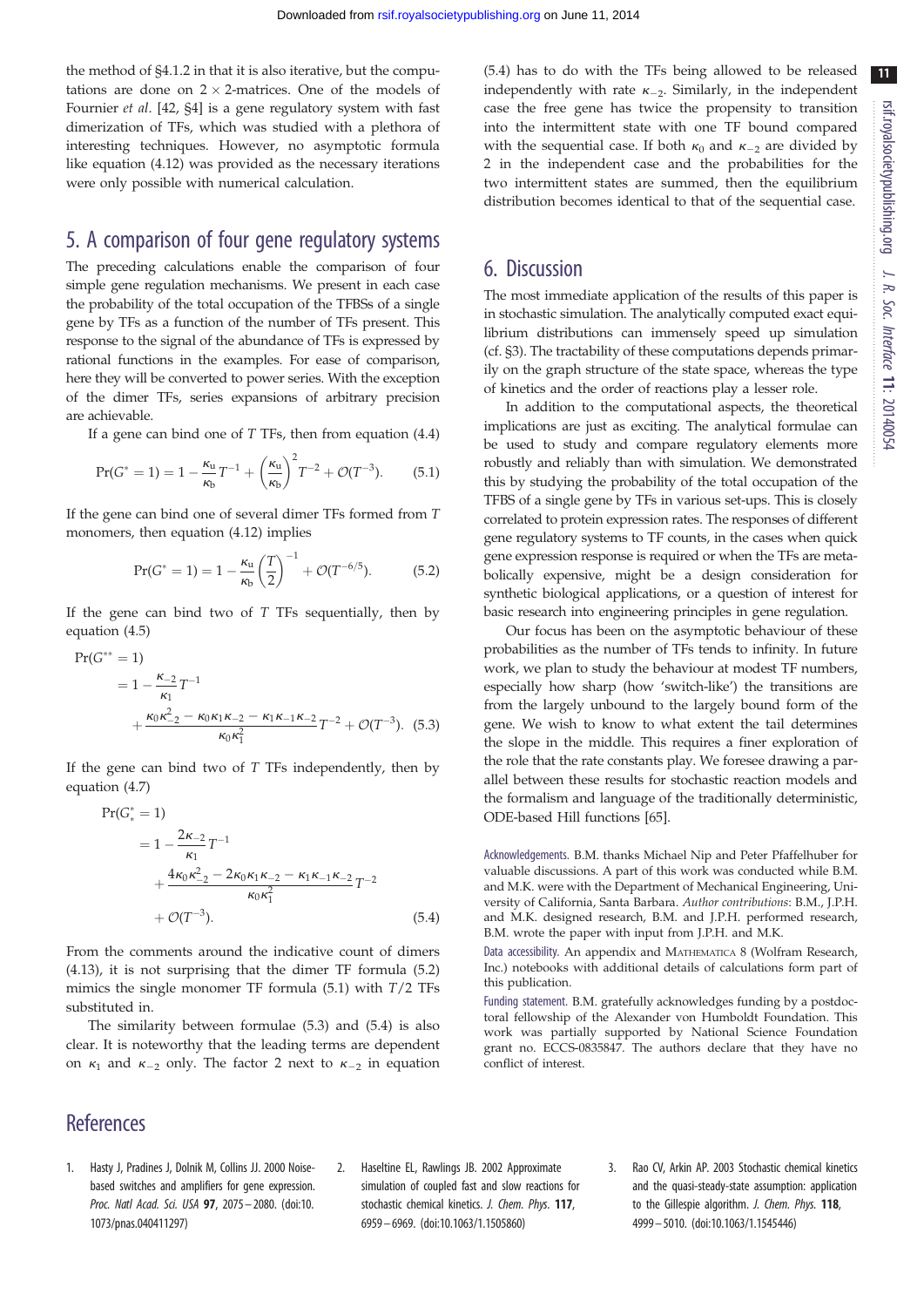the method of §4.1.2 in that it is also iterative, but the computations are done on $2 \times 2$-matrices. One of the models of Fournier *et al.* [42, §4] is a gene regulatory system with fast dimerization of TFs, which was studied with a plethora of interesting techniques. However, no asymptotic formula like equation (4.12) was provided as the necessary iterations were only possible with numerical calculation.

## 5. A comparison of four gene regulatory systems

The preceding calculations enable the comparison of four simple gene regulation mechanisms. We present in each case the probability of the total occupation of the TFBSs of a single gene by TFs as a function of the number of TFs present. This response to the signal of the abundance of TFs is expressed by rational functions in the examples. For ease of comparison, here they will be converted to power series. With the exception of the dimer TFs, series expansions of arbitrary precision are achievable.

If a gene can bind one of $T$ TFs, then from equation (4.4)

$$\Pr(G^* = 1) = 1 - \frac{\kappa_u}{\kappa_b} T^{-1} + \left(\frac{\kappa_u}{\kappa_b}\right)^2 T^{-2} + \mathcal{O}(T^{-3}). \tag{5.1}$$

If the gene can bind one of several dimer TFs formed from $T$ monomers, then equation (4.12) implies

$$\Pr(G^* = 1) = 1 - \frac{\kappa_u}{\kappa_b} \left(\frac{T}{2}\right)^{-1} + \mathcal{O}(T^{-6/5}). \tag{5.2}$$

If the gene can bind two of $T$ TFs sequentially, then by equation (4.5)

$$\begin{aligned}\Pr(G^{**} = 1) &= 1 - \frac{\kappa_{-2}}{\kappa_1} T^{-1} \\ &\quad + \frac{\kappa_0 \kappa_{-2}^2 - \kappa_0 \kappa_1 \kappa_{-2} - \kappa_1 \kappa_{-1} \kappa_{-2}}{\kappa_0 \kappa_1^2} T^{-2} + \mathcal{O}(T^{-3}).\end{aligned} \tag{5.3}$$

If the gene can bind two of $T$ TFs independently, then by equation (4.7)

$$\begin{aligned}\Pr(G^*_* = 1) &= 1 - \frac{2\kappa_{-2}}{\kappa_1} T^{-1} \\ &\quad + \frac{4\kappa_0 \kappa_{-2}^2 - 2\kappa_0 \kappa_1 \kappa_{-2} - \kappa_1 \kappa_{-1} \kappa_{-2}}{\kappa_0 \kappa_1^2} T^{-2} \\ &\quad + \mathcal{O}(T^{-3}).\end{aligned} \tag{5.4}$$

From the comments around the indicative count of dimers (4.13), it is not surprising that the dimer TF formula (5.2) mimics the single monomer TF formula (5.1) with $T/2$ TFs substituted in.

The similarity between formulae (5.3) and (5.4) is also clear. It is noteworthy that the leading terms are dependent on $\kappa_1$ and $\kappa_{-2}$ only. The factor 2 next to $\kappa_{-2}$ in equation (5.4) has to do with the TFs being allowed to be released independently with rate $\kappa_{-2}$. Similarly, in the independent case the free gene has twice the propensity to transition into the intermittent state with one TF bound compared with the sequential case. If both $\kappa_0$ and $\kappa_{-2}$ are divided by 2 in the independent case and the probabilities for the two intermittent states are summed, then the equilibrium distribution becomes identical to that of the sequential case.

## 6. Discussion

The most immediate application of the results of this paper is in stochastic simulation. The analytically computed exact equilibrium distributions can immensely speed up simulation (cf. §3). The tractability of these computations depends primarily on the graph structure of the state space, whereas the type of kinetics and the order of reactions play a lesser role.

In addition to the computational aspects, the theoretical implications are just as exciting. The analytical formulae can be used to study and compare regulatory elements more robustly and reliably than with simulation. We demonstrated this by studying the probability of the total occupation of the TFBS of a single gene by TFs in various set-ups. This is closely correlated to protein expression rates. The responses of different gene regulatory systems to TF counts, in the cases when quick gene expression response is required or when the TFs are metabolically expensive, might be a design consideration for synthetic biological applications, or a question of interest for basic research into engineering principles in gene regulation.

Our focus has been on the asymptotic behaviour of these probabilities as the number of TFs tends to infinity. In future work, we plan to study the behaviour at modest TF numbers, especially how sharp (how 'switch-like') the transitions are from the largely unbound to the largely bound form of the gene. We wish to know to what extent the tail determines the slope in the middle. This requires a finer exploration of the role that the rate constants play. We foresee drawing a parallel between these results for stochastic reaction models and the formalism and language of the traditionally deterministic, ODE-based Hill functions [65].

Acknowledgements. B.M. thanks Michael Nip and Peter Pfaffelhuber for valuable discussions. A part of this work was conducted while B.M. and M.K. were with the Department of Mechanical Engineering, University of California, Santa Barbara. *Author contributions*: B.M., J.P.H. and M.K. designed research, B.M. and J.P.H. performed research, B.M. wrote the paper with input from J.P.H. and M.K.

Data accessibility. An appendix and MATHEMATICA 8 (Wolfram Research, Inc.) notebooks with additional details of calculations form part of this publication.

Funding statement. B.M. gratefully acknowledges funding by a postdoctoral fellowship of the Alexander von Humboldt Foundation. This work was partially supported by National Science Foundation grant no. ECCS-0835847. The authors declare that they have no conflict of interest.

## References

1. Hasty J, Pradines J, Dolnik M, Collins JJ. 2000 Noise-based switches and amplifiers for gene expression. *Proc. Natl Acad. Sci. USA* **97**, 2075–2080. (doi:10.1073/pnas.040411297)
2. Haseltine EL, Rawlings JB. 2002 Approximate simulation of coupled fast and slow reactions for stochastic chemical kinetics. *J. Chem. Phys.* **117**, 6959–6969. (doi:10.1063/1.1505860)
3. Rao CV, Arkin AP. 2003 Stochastic chemical kinetics and the quasi-steady-state assumption: application to the Gillespie algorithm. *J. Chem. Phys.* **118**, 4999–5010. (doi:10.1063/1.1545446)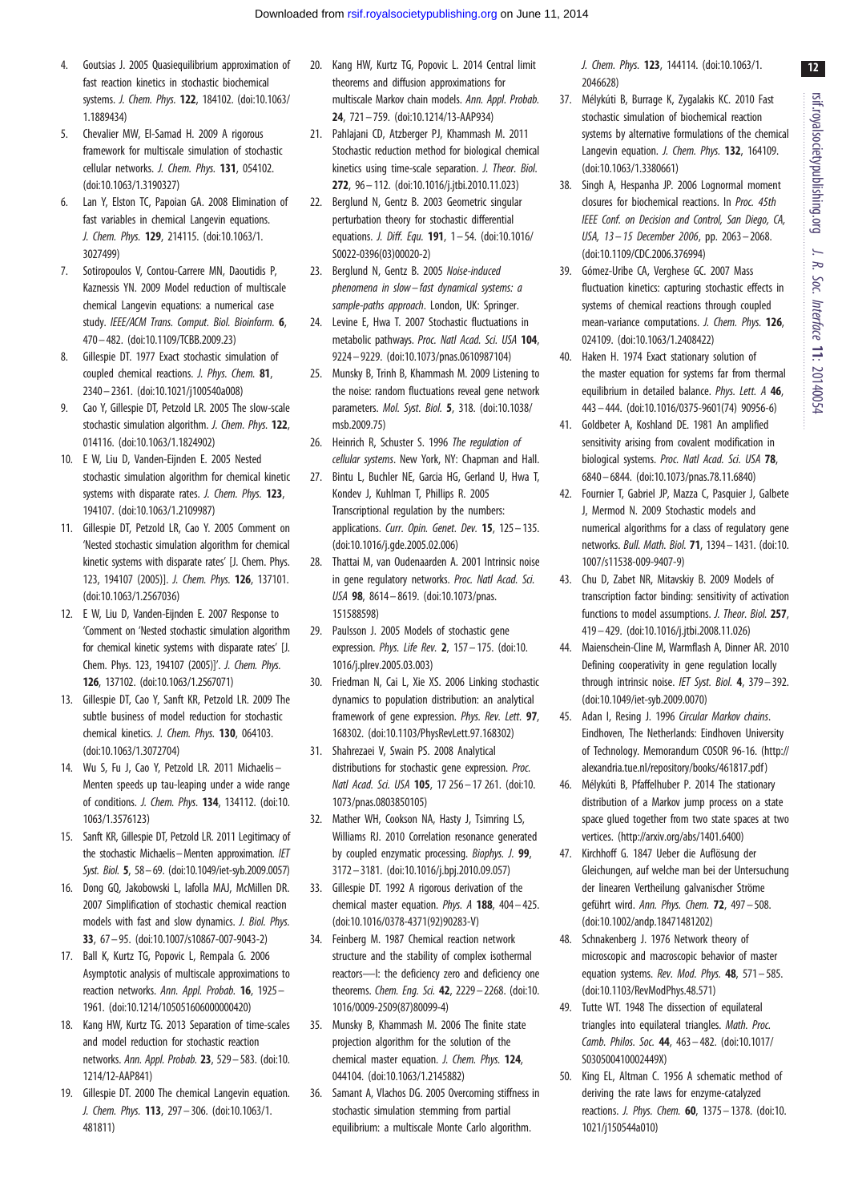4. Goutsias J. 2005 Quasiequilibrium approximation of fast reaction kinetics in stochastic biochemical systems. *J. Chem. Phys.* **122**, 184102. (doi:10.1063/1.1889434)
5. Chevalier MW, El-Samad H. 2009 A rigorous framework for multiscale simulation of stochastic cellular networks. *J. Chem. Phys.* **131**, 054102. (doi:10.1063/1.3190327)
6. Lan Y, Elston TC, Papoian GA. 2008 Elimination of fast variables in chemical Langevin equations. *J. Chem. Phys.* **129**, 214115. (doi:10.1063/1.3027499)
7. Sotiropoulos V, Contou-Carrere MN, Daoutidis P, Kaznessis YN. 2009 Model reduction of multiscale chemical Langevin equations: a numerical case study. *IEEE/ACM Trans. Comput. Biol. Bioinform.* **6**, 470–482. (doi:10.1109/TCBB.2009.23)
8. Gillespie DT. 1977 Exact stochastic simulation of coupled chemical reactions. *J. Phys. Chem.* **81**, 2340–2361. (doi:10.1021/j100540a008)
9. Cao Y, Gillespie DT, Petzold LR. 2005 The slow-scale stochastic simulation algorithm. *J. Chem. Phys.* **122**, 014116. (doi:10.1063/1.1824902)
10. E W, Liu D, Vanden-Eijnden E. 2005 Nested stochastic simulation algorithm for chemical kinetic systems with disparate rates. *J. Chem. Phys.* **123**, 194107. (doi:10.1063/1.2109987)
11. Gillespie DT, Petzold LR, Cao Y. 2005 Comment on 'Nested stochastic simulation algorithm for chemical kinetic systems with disparate rates' [J. Chem. Phys. 123, 194107 (2005)]. *J. Chem. Phys.* **126**, 137101. (doi:10.1063/1.2567036)
12. E W, Liu D, Vanden-Eijnden E. 2007 Response to 'Comment on 'Nested stochastic simulation algorithm for chemical kinetic systems with disparate rates' [J. Chem. Phys. 123, 194107 (2005)]'. *J. Chem. Phys.* **126**, 137102. (doi:10.1063/1.2567071)
13. Gillespie DT, Cao Y, Sanft KR, Petzold LR. 2009 The subtle business of model reduction for stochastic chemical kinetics. *J. Chem. Phys.* **130**, 064103. (doi:10.1063/1.3072704)
14. Wu S, Fu J, Cao Y, Petzold LR. 2011 Michaelis–Menten speeds up tau-leaping under a wide range of conditions. *J. Chem. Phys.* **134**, 134112. (doi:10.1063/1.3576123)
15. Sanft KR, Gillespie DT, Petzold LR. 2011 Legitimacy of the stochastic Michaelis–Menten approximation. *IET Syst. Biol.* **5**, 58–69. (doi:10.1049/iet-syb.2009.0057)
16. Dong GQ, Jakobowski L, Iafolla MAJ, McMillen DR. 2007 Simplification of stochastic chemical reaction models with fast and slow dynamics. *J. Biol. Phys.* **33**, 67–95. (doi:10.1007/s10867-007-9043-2)
17. Ball K, Kurtz TG, Popovic L, Rempala G. 2006 Asymptotic analysis of multiscale approximations to reaction networks. *Ann. Appl. Probab.* **16**, 1925–1961. (doi:10.1214/105051606000000420)
18. Kang HW, Kurtz TG. 2013 Separation of time-scales and model reduction for stochastic reaction networks. *Ann. Appl. Probab.* **23**, 529–583. (doi:10.1214/12-AAP841)
19. Gillespie DT. 2000 The chemical Langevin equation. *J. Chem. Phys.* **113**, 297–306. (doi:10.1063/1.481811)
20. Kang HW, Kurtz TG, Popovic L. 2014 Central limit theorems and diffusion approximations for multiscale Markov chain models. *Ann. Appl. Probab.* **24**, 721–759. (doi:10.1214/13-AAP934)
21. Pahlajani CD, Atzberger PJ, Khammash M. 2011 Stochastic reduction method for biological chemical kinetics using time-scale separation. *J. Theor. Biol.* **272**, 96–112. (doi:10.1016/j.jtbi.2010.11.023)
22. Berglund N, Gentz B. 2003 Geometric singular perturbation theory for stochastic differential equations. *J. Diff. Equ.* **191**, 1–54. (doi:10.1016/S0022-0396(03)00020-2)
23. Berglund N, Gentz B. 2005 *Noise-induced phenomena in slow–fast dynamical systems: a sample-paths approach*. London, UK: Springer.
24. Levine E, Hwa T. 2007 Stochastic fluctuations in metabolic pathways. *Proc. Natl Acad. Sci. USA* **104**, 9224–9229. (doi:10.1073/pnas.0610987104)
25. Munsky B, Trinh B, Khammash M. 2009 Listening to the noise: random fluctuations reveal gene network parameters. *Mol. Syst. Biol.* **5**, 318. (doi:10.1038/msb.2009.75)
26. Heinrich R, Schuster S. 1996 *The regulation of cellular systems*. New York, NY: Chapman and Hall.
27. Bintu L, Buchler NE, Garcia HG, Gerland U, Hwa T, Kondev J, Kuhlman T, Phillips R. 2005 Transcriptional regulation by the numbers: applications. *Curr. Opin. Genet. Dev.* **15**, 125–135. (doi:10.1016/j.gde.2005.02.006)
28. Thattai M, van Oudenaarden A. 2001 Intrinsic noise in gene regulatory networks. *Proc. Natl Acad. Sci. USA* **98**, 8614–8619. (doi:10.1073/pnas.151588598)
29. Paulsson J. 2005 Models of stochastic gene expression. *Phys. Life Rev.* **2**, 157–175. (doi:10.1016/j.plrev.2005.03.003)
30. Friedman N, Cai L, Xie XS. 2006 Linking stochastic dynamics to population distribution: an analytical framework of gene expression. *Phys. Rev. Lett.* **97**, 168302. (doi:10.1103/PhysRevLett.97.168302)
31. Shahrezaei V, Swain PS. 2008 Analytical distributions for stochastic gene expression. *Proc. Natl Acad. Sci. USA* **105**, 17 256–17 261. (doi:10.1073/pnas.0803850105)
32. Mather WH, Cookson NA, Hasty J, Tsimring LS, Williams RJ. 2010 Correlation resonance generated by coupled enzymatic processing. *Biophys. J.* **99**, 3172–3181. (doi:10.1016/j.bpj.2010.09.057)
33. Gillespie DT. 1992 A rigorous derivation of the chemical master equation. *Phys. A* **188**, 404–425. (doi:10.1016/0378-4371(92)90283-V)
34. Feinberg M. 1987 Chemical reaction network structure and the stability of complex isothermal reactors—I: the deficiency zero and deficiency one theorems. *Chem. Eng. Sci.* **42**, 2229–2268. (doi:10.1016/0009-2509(87)80099-4)
35. Munsky B, Khammash M. 2006 The finite state projection algorithm for the solution of the chemical master equation. *J. Chem. Phys.* **124**, 044104. (doi:10.1063/1.2145882)
36. Samant A, Vlachos DG. 2005 Overcoming stiffness in stochastic simulation stemming from partial equilibrium: a multiscale Monte Carlo algorithm. *J. Chem. Phys.* **123**, 144114. (doi:10.1063/1.2046628)
37. Mélykúti B, Burrage K, Zygalakis KC. 2010 Fast stochastic simulation of biochemical reaction systems by alternative formulations of the chemical Langevin equation. *J. Chem. Phys.* **132**, 164109. (doi:10.1063/1.3380661)
38. Singh A, Hespanha JP. 2006 Lognormal moment closures for biochemical reactions. In *Proc. 45th IEEE Conf. on Decision and Control, San Diego, CA, USA, 13–15 December 2006*, pp. 2063–2068. (doi:10.1109/CDC.2006.376994)
39. Gómez-Uribe CA, Verghese GC. 2007 Mass fluctuation kinetics: capturing stochastic effects in systems of chemical reactions through coupled mean-variance computations. *J. Chem. Phys.* **126**, 024109. (doi:10.1063/1.2408422)
40. Haken H. 1974 Exact stationary solution of the master equation for systems far from thermal equilibrium in detailed balance. *Phys. Lett. A* **46**, 443–444. (doi:10.1016/0375-9601(74) 90956-6)
41. Goldbeter A, Koshland DE. 1981 An amplified sensitivity arising from covalent modification in biological systems. *Proc. Natl Acad. Sci. USA* **78**, 6840–6844. (doi:10.1073/pnas.78.11.6840)
42. Fournier T, Gabriel JP, Mazza C, Pasquier J, Galbete J, Mermod N. 2009 Stochastic models and numerical algorithms for a class of regulatory gene networks. *Bull. Math. Biol.* **71**, 1394–1431. (doi:10.1007/s11538-009-9407-9)
43. Chu D, Zabet NR, Mitavskiy B. 2009 Models of transcription factor binding: sensitivity of activation functions to model assumptions. *J. Theor. Biol.* **257**, 419–429. (doi:10.1016/j.jtbi.2008.11.026)
44. Maienschein-Cline M, Warmflash A, Dinner AR. 2010 Defining cooperativity in gene regulation locally through intrinsic noise. *IET Syst. Biol.* **4**, 379–392. (doi:10.1049/iet-syb.2009.0070)
45. Adan I, Resing J. 1996 *Circular Markov chains*. Eindhoven, The Netherlands: Eindhoven University of Technology. Memorandum COSOR 96-16. (http://alexandria.tue.nl/repository/books/461817.pdf)
46. Mélykúti B, Pfaffelhuber P. 2014 The stationary distribution of a Markov jump process on a state space glued together from two state spaces at two vertices. (http://arxiv.org/abs/1401.6400)
47. Kirchhoff G. 1847 Ueber die Auflösung der Gleichungen, auf welche man bei der Untersuchung der linearen Vertheilung galvanischer Ströme geführt wird. *Ann. Phys. Chem.* **72**, 497–508. (doi:10.1002/andp.18471481202)
48. Schnakenberg J. 1976 Network theory of microscopic and macroscopic behavior of master equation systems. *Rev. Mod. Phys.* **48**, 571–585. (doi:10.1103/RevModPhys.48.571)
49. Tutte WT. 1948 The dissection of equilateral triangles into equilateral triangles. *Math. Proc. Camb. Philos. Soc.* **44**, 463–482. (doi:10.1017/S030500410002449X)
50. King EL, Altman C. 1956 A schematic method of deriving the rate laws for enzyme-catalyzed reactions. *J. Phys. Chem.* **60**, 1375–1378. (doi:10.1021/j150544a010)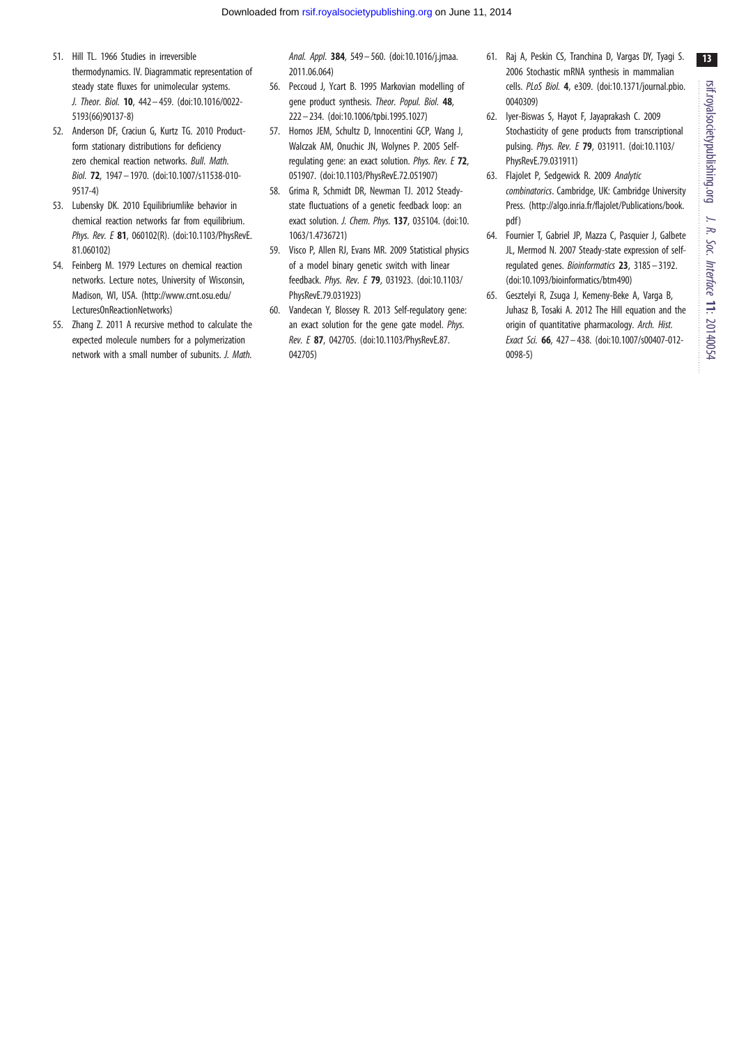51. Hill TL. 1966 Studies in irreversible thermodynamics. IV. Diagrammatic representation of steady state fluxes for unimolecular systems. *J. Theor. Biol.* **10**, 442–459. (doi:10.1016/0022-5193(66)90137-8)

52. Anderson DF, Craciun G, Kurtz TG. 2010 Product-form stationary distributions for deficiency zero chemical reaction networks. *Bull. Math. Biol.* **72**, 1947–1970. (doi:10.1007/s11538-010-9517-4)

53. Lubensky DK. 2010 Equilibriumlike behavior in chemical reaction networks far from equilibrium. *Phys. Rev. E* **81**, 060102(R). (doi:10.1103/PhysRevE.81.060102)

54. Feinberg M. 1979 Lectures on chemical reaction networks. Lecture notes, University of Wisconsin, Madison, WI, USA. (http://www.crnt.osu.edu/LecturesOnReactionNetworks)

55. Zhang Z. 2011 A recursive method to calculate the expected molecule numbers for a polymerization network with a small number of subunits. *J. Math. Anal. Appl.* **384**, 549–560. (doi:10.1016/j.jmaa.2011.06.064)

56. Peccoud J, Ycart B. 1995 Markovian modelling of gene product synthesis. *Theor. Popul. Biol.* **48**, 222–234. (doi:10.1006/tpbi.1995.1027)

57. Hornos JEM, Schultz D, Innocentini GCP, Wang J, Walczak AM, Onuchic JN, Wolynes P. 2005 Self-regulating gene: an exact solution. *Phys. Rev. E* **72**, 051907. (doi:10.1103/PhysRevE.72.051907)

58. Grima R, Schmidt DR, Newman TJ. 2012 Steady-state fluctuations of a genetic feedback loop: an exact solution. *J. Chem. Phys.* **137**, 035104. (doi:10.1063/1.4736721)

59. Visco P, Allen RJ, Evans MR. 2009 Statistical physics of a model binary genetic switch with linear feedback. *Phys. Rev. E* **79**, 031923. (doi:10.1103/PhysRevE.79.031923)

60. Vandecan Y, Blossey R. 2013 Self-regulatory gene: an exact solution for the gene gate model. *Phys. Rev. E* **87**, 042705. (doi:10.1103/PhysRevE.87.042705)

61. Raj A, Peskin CS, Tranchina D, Vargas DY, Tyagi S. 2006 Stochastic mRNA synthesis in mammalian cells. *PLoS Biol.* **4**, e309. (doi:10.1371/journal.pbio.0040309)

62. Iyer-Biswas S, Hayot F, Jayaprakash C. 2009 Stochasticity of gene products from transcriptional pulsing. *Phys. Rev. E* **79**, 031911. (doi:10.1103/PhysRevE.79.031911)

63. Flajolet P, Sedgewick R. 2009 *Analytic combinatorics*. Cambridge, UK: Cambridge University Press. (http://algo.inria.fr/flajolet/Publications/book.pdf)

64. Fournier T, Gabriel JP, Mazza C, Pasquier J, Galbete JL, Mermod N. 2007 Steady-state expression of self-regulated genes. *Bioinformatics* **23**, 3185–3192. (doi:10.1093/bioinformatics/btm490)

65. Gesztelyi R, Zsuga J, Kemeny-Beke A, Varga B, Juhasz B, Tosaki A. 2012 The Hill equation and the origin of quantitative pharmacology. *Arch. Hist. Exact Sci.* **66**, 427–438. (doi:10.1007/s00407-012-0098-5)